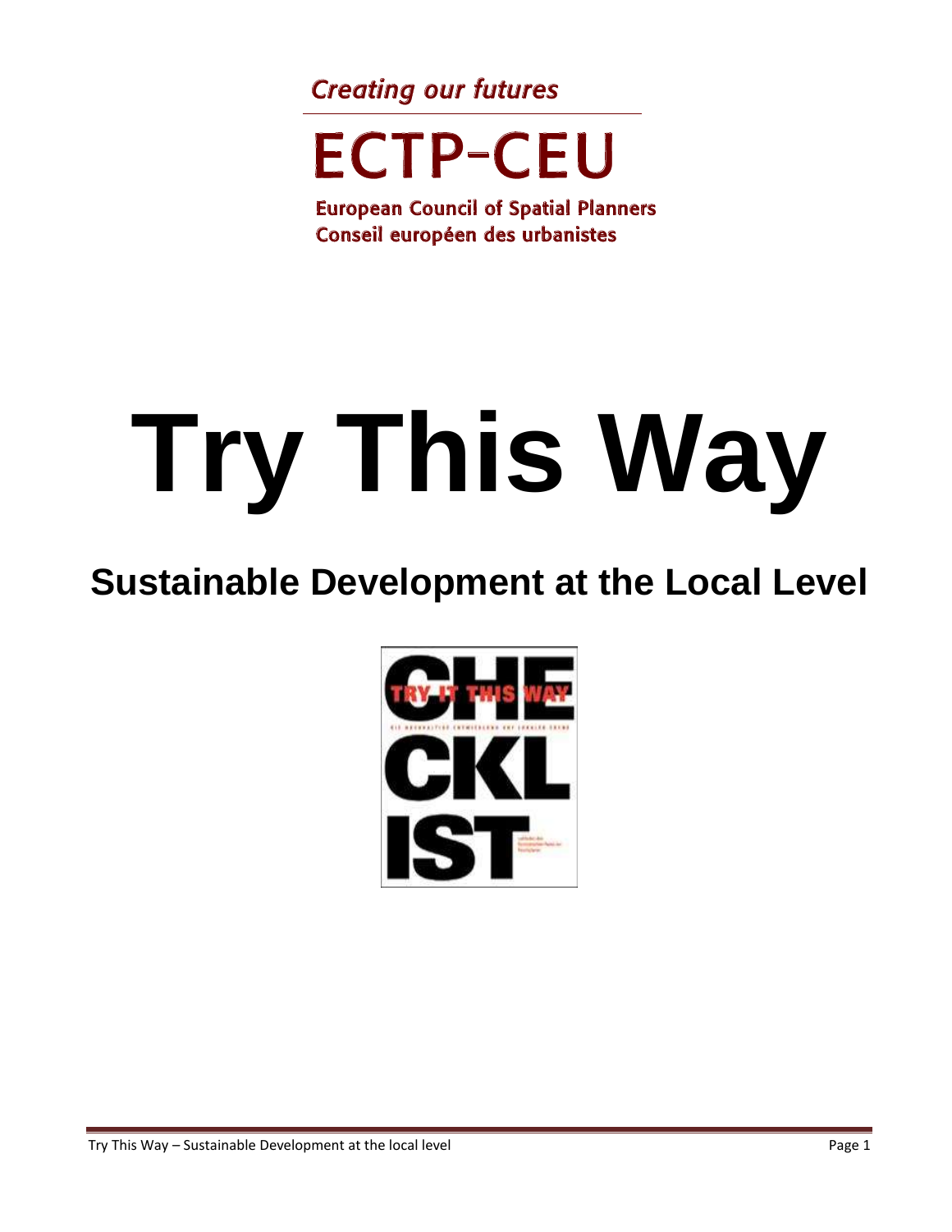*Creating our futures*

# ECTP-CEU

**European Council of Spatial Planners**
**Conseil européen des urbanistes**

# Try This Way

## Sustainable Development at the Local Level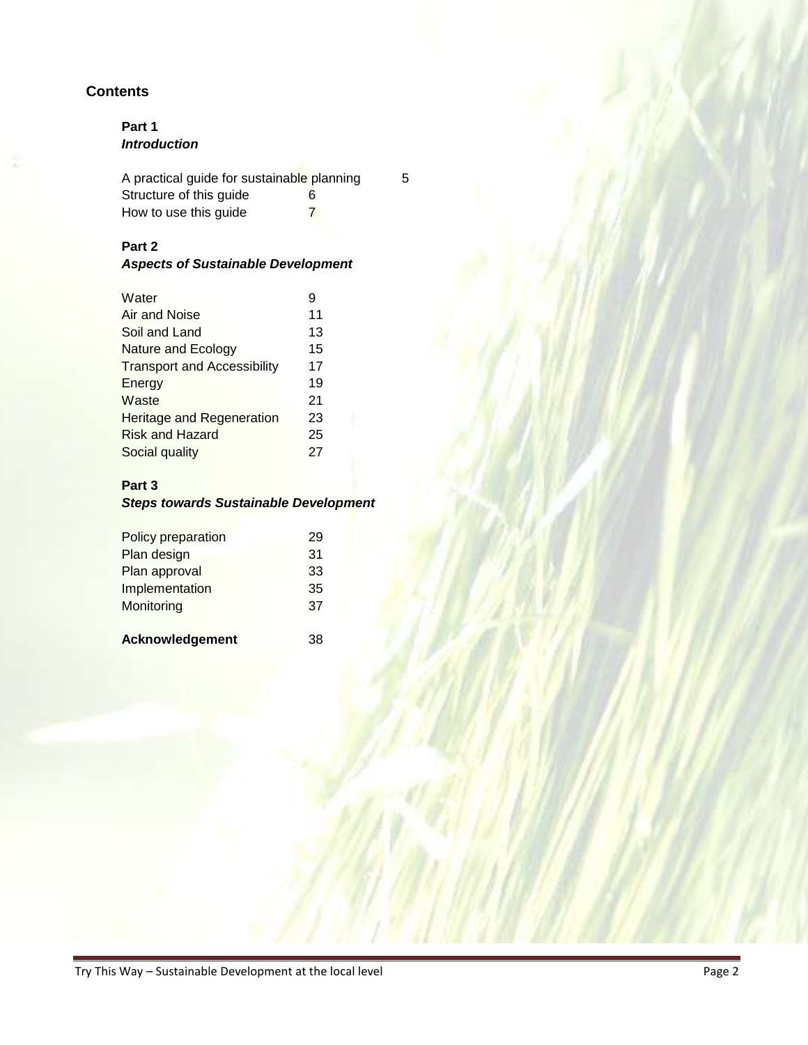## Contents

**Part 1**
***Introduction***

| | |
|---|---|
| A practical guide for sustainable planning | 5 |
| Structure of this guide | 6 |
| How to use this guide | 7 |

**Part 2**
***Aspects of Sustainable Development***

| | |
|---|---|
| Water | 9 |
| Air and Noise | 11 |
| Soil and Land | 13 |
| Nature and Ecology | 15 |
| Transport and Accessibility | 17 |
| Energy | 19 |
| Waste | 21 |
| Heritage and Regeneration | 23 |
| Risk and Hazard | 25 |
| Social quality | 27 |

**Part 3**
***Steps towards Sustainable Development***

| | |
|---|---|
| Policy preparation | 29 |
| Plan design | 31 |
| Plan approval | 33 |
| Implementation | 35 |
| Monitoring | 37 |
| **Acknowledgement** | 38 |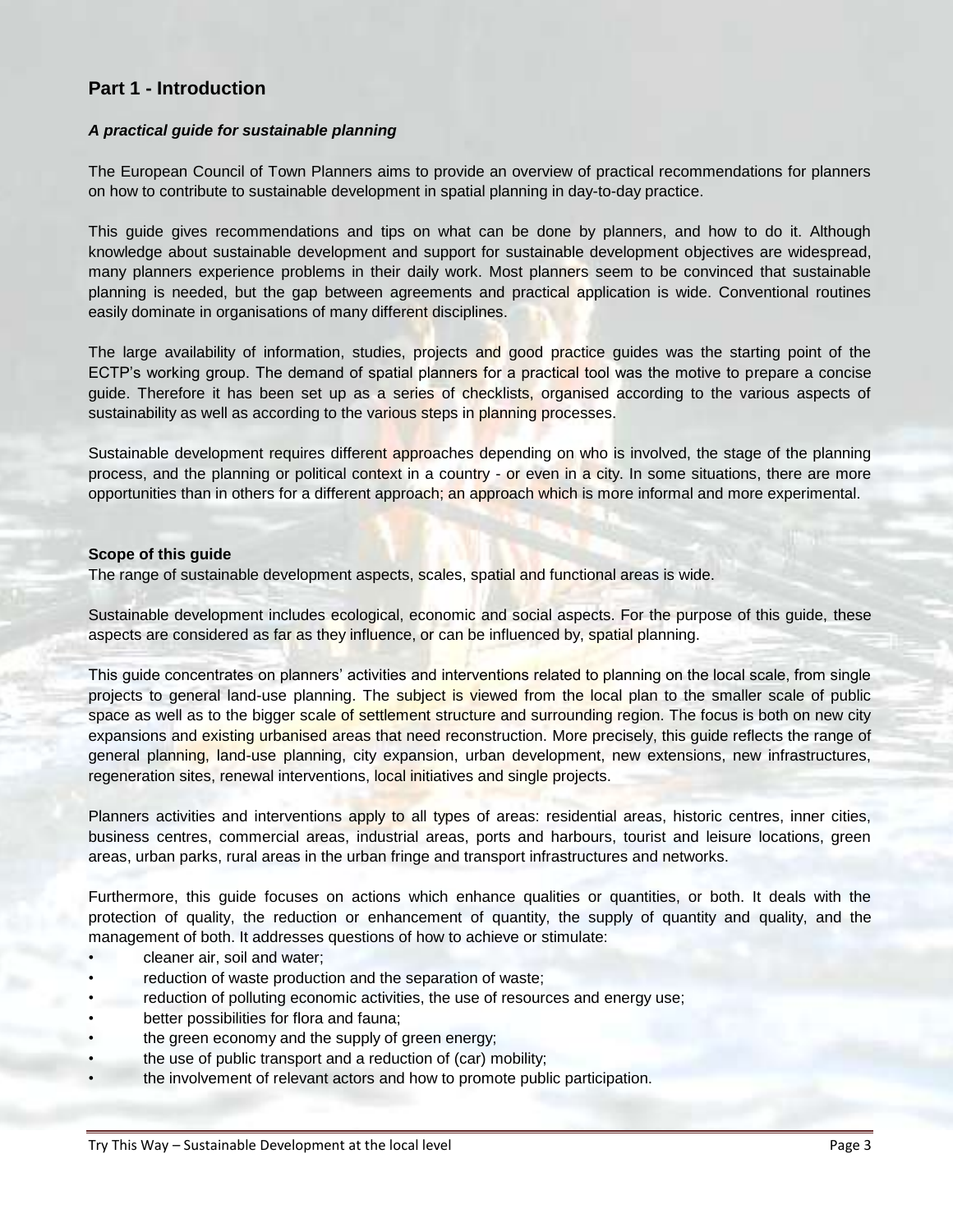## Part 1 - Introduction

### *A practical guide for sustainable planning*

The European Council of Town Planners aims to provide an overview of practical recommendations for planners on how to contribute to sustainable development in spatial planning in day-to-day practice.

This guide gives recommendations and tips on what can be done by planners, and how to do it. Although knowledge about sustainable development and support for sustainable development objectives are widespread, many planners experience problems in their daily work. Most planners seem to be convinced that sustainable planning is needed, but the gap between agreements and practical application is wide. Conventional routines easily dominate in organisations of many different disciplines.

The large availability of information, studies, projects and good practice guides was the starting point of the ECTP's working group. The demand of spatial planners for a practical tool was the motive to prepare a concise guide. Therefore it has been set up as a series of checklists, organised according to the various aspects of sustainability as well as according to the various steps in planning processes.

Sustainable development requires different approaches depending on who is involved, the stage of the planning process, and the planning or political context in a country - or even in a city. In some situations, there are more opportunities than in others for a different approach; an approach which is more informal and more experimental.

**Scope of this guide**

The range of sustainable development aspects, scales, spatial and functional areas is wide.

Sustainable development includes ecological, economic and social aspects. For the purpose of this guide, these aspects are considered as far as they influence, or can be influenced by, spatial planning.

This guide concentrates on planners' activities and interventions related to planning on the local scale, from single projects to general land-use planning. The subject is viewed from the local plan to the smaller scale of public space as well as to the bigger scale of settlement structure and surrounding region. The focus is both on new city expansions and existing urbanised areas that need reconstruction. More precisely, this guide reflects the range of general planning, land-use planning, city expansion, urban development, new extensions, new infrastructures, regeneration sites, renewal interventions, local initiatives and single projects.

Planners activities and interventions apply to all types of areas: residential areas, historic centres, inner cities, business centres, commercial areas, industrial areas, ports and harbours, tourist and leisure locations, green areas, urban parks, rural areas in the urban fringe and transport infrastructures and networks.

Furthermore, this guide focuses on actions which enhance qualities or quantities, or both. It deals with the protection of quality, the reduction or enhancement of quantity, the supply of quantity and quality, and the management of both. It addresses questions of how to achieve or stimulate:

- cleaner air, soil and water;
- reduction of waste production and the separation of waste;
- reduction of polluting economic activities, the use of resources and energy use;
- better possibilities for flora and fauna;
- the green economy and the supply of green energy;
- the use of public transport and a reduction of (car) mobility;
- the involvement of relevant actors and how to promote public participation.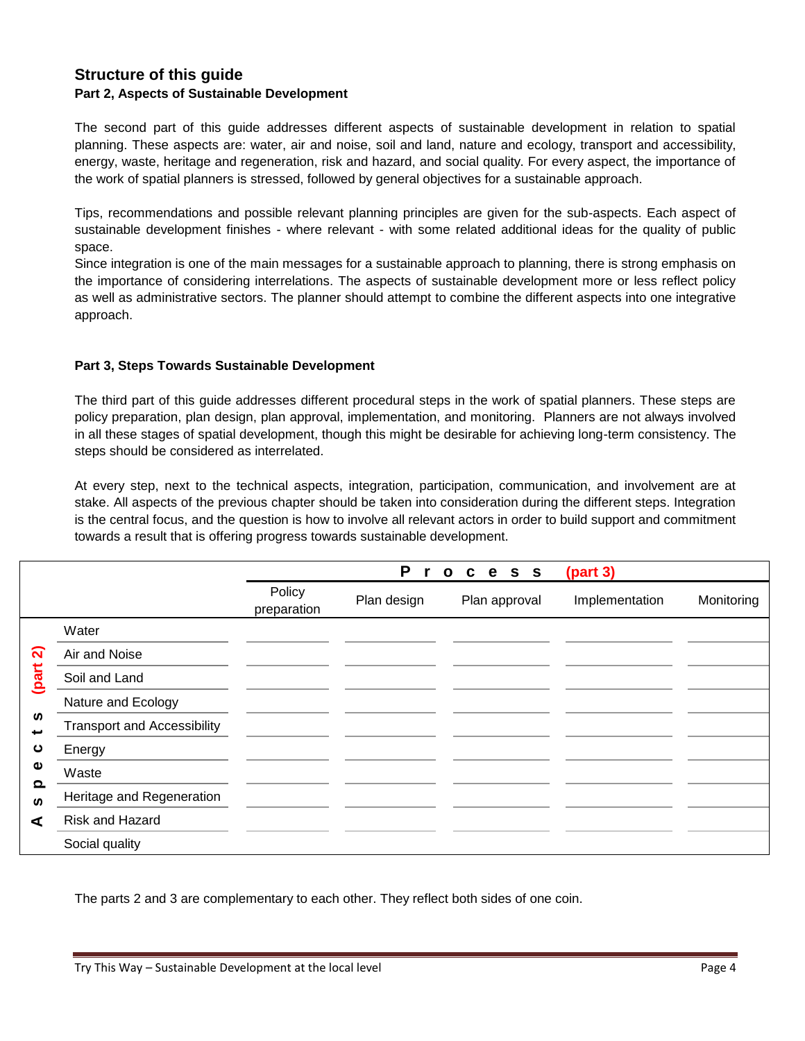## Structure of this guide

### Part 2, Aspects of Sustainable Development

The second part of this guide addresses different aspects of sustainable development in relation to spatial planning. These aspects are: water, air and noise, soil and land, nature and ecology, transport and accessibility, energy, waste, heritage and regeneration, risk and hazard, and social quality. For every aspect, the importance of the work of spatial planners is stressed, followed by general objectives for a sustainable approach.

Tips, recommendations and possible relevant planning principles are given for the sub-aspects. Each aspect of sustainable development finishes - where relevant - with some related additional ideas for the quality of public space.

Since integration is one of the main messages for a sustainable approach to planning, there is strong emphasis on the importance of considering interrelations. The aspects of sustainable development more or less reflect policy as well as administrative sectors. The planner should attempt to combine the different aspects into one integrative approach.

### Part 3, Steps Towards Sustainable Development

The third part of this guide addresses different procedural steps in the work of spatial planners. These steps are policy preparation, plan design, plan approval, implementation, and monitoring. Planners are not always involved in all these stages of spatial development, though this might be desirable for achieving long-term consistency. The steps should be considered as interrelated.

At every step, next to the technical aspects, integration, participation, communication, and involvement are at stake. All aspects of the previous chapter should be taken into consideration during the different steps. Integration is the central focus, and the question is how to involve all relevant actors in order to build support and commitment towards a result that is offering progress towards sustainable development.

| | | Process (part 3) | | | | |
|---|---|---|---|---|---|---|
| | | Policy preparation | Plan design | Plan approval | Implementation | Monitoring |
| Aspects (part 2) | Water | | | | | |
| | Air and Noise | | | | | |
| | Soil and Land | | | | | |
| | Nature and Ecology | | | | | |
| | Transport and Accessibility | | | | | |
| | Energy | | | | | |
| | Waste | | | | | |
| | Heritage and Regeneration | | | | | |
| | Risk and Hazard | | | | | |
| | Social quality | | | | | |

The parts 2 and 3 are complementary to each other. They reflect both sides of one coin.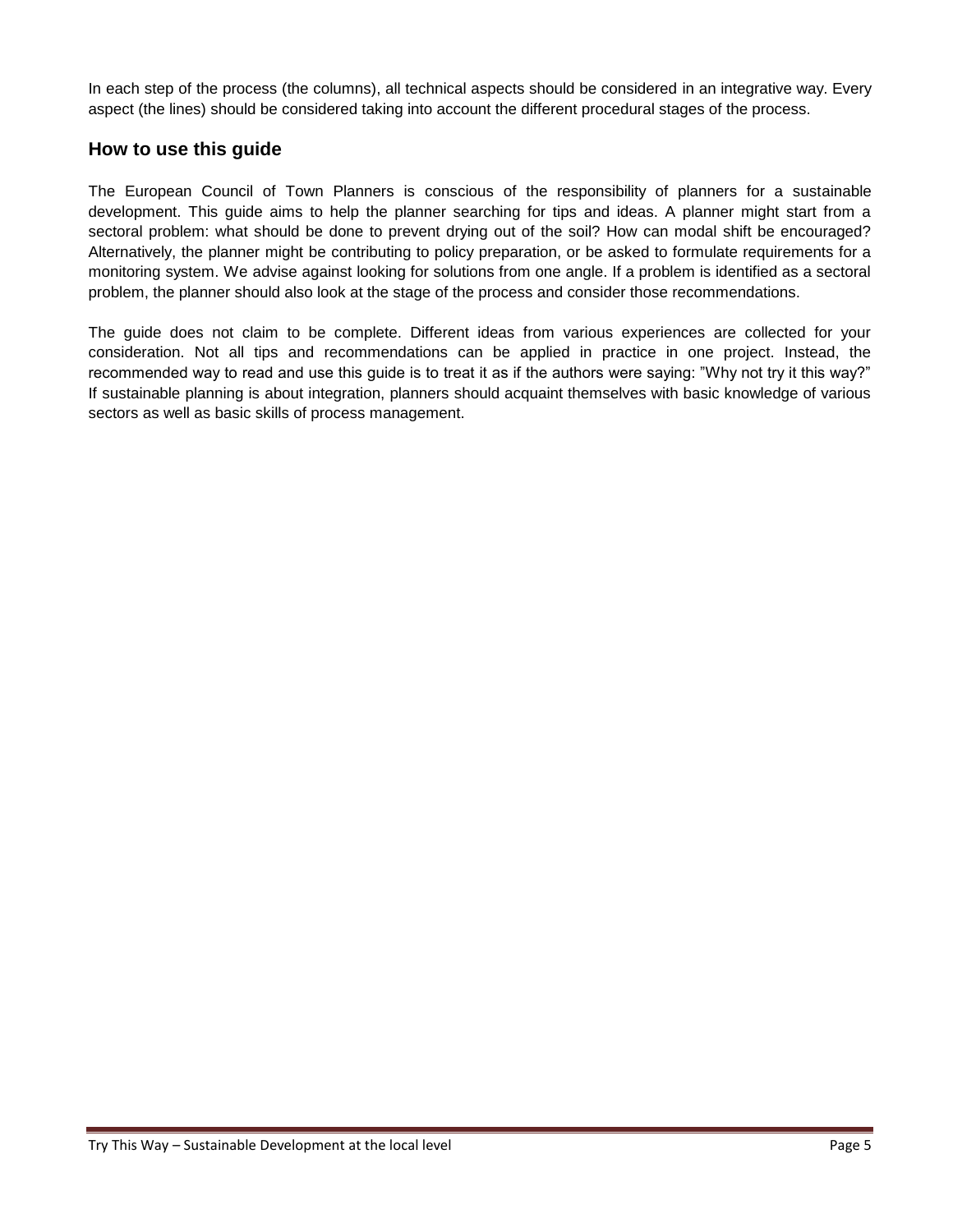In each step of the process (the columns), all technical aspects should be considered in an integrative way. Every aspect (the lines) should be considered taking into account the different procedural stages of the process.

## How to use this guide

The European Council of Town Planners is conscious of the responsibility of planners for a sustainable development. This guide aims to help the planner searching for tips and ideas. A planner might start from a sectoral problem: what should be done to prevent drying out of the soil? How can modal shift be encouraged? Alternatively, the planner might be contributing to policy preparation, or be asked to formulate requirements for a monitoring system. We advise against looking for solutions from one angle. If a problem is identified as a sectoral problem, the planner should also look at the stage of the process and consider those recommendations.

The guide does not claim to be complete. Different ideas from various experiences are collected for your consideration. Not all tips and recommendations can be applied in practice in one project. Instead, the recommended way to read and use this guide is to treat it as if the authors were saying: "Why not try it this way?" If sustainable planning is about integration, planners should acquaint themselves with basic knowledge of various sectors as well as basic skills of process management.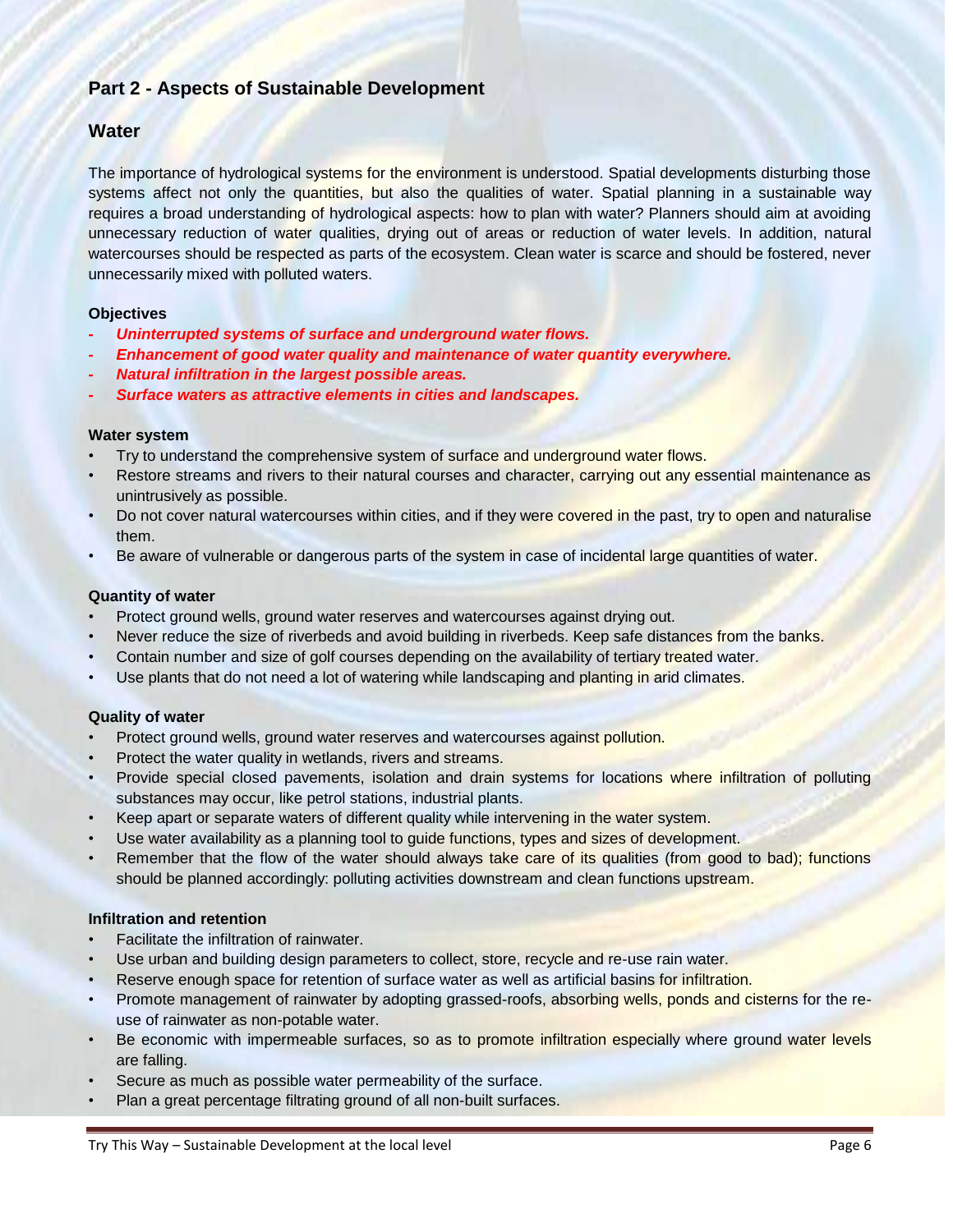## Part 2 - Aspects of Sustainable Development

### Water

The importance of hydrological systems for the environment is understood. Spatial developments disturbing those systems affect not only the quantities, but also the qualities of water. Spatial planning in a sustainable way requires a broad understanding of hydrological aspects: how to plan with water? Planners should aim at avoiding unnecessary reduction of water qualities, drying out of areas or reduction of water levels. In addition, natural watercourses should be respected as parts of the ecosystem. Clean water is scarce and should be fostered, never unnecessarily mixed with polluted waters.

**Objectives**

- ***Uninterrupted systems of surface and underground water flows.***
- ***Enhancement of good water quality and maintenance of water quantity everywhere.***
- ***Natural infiltration in the largest possible areas.***
- ***Surface waters as attractive elements in cities and landscapes.***

**Water system**

- Try to understand the comprehensive system of surface and underground water flows.
- Restore streams and rivers to their natural courses and character, carrying out any essential maintenance as unintrusively as possible.
- Do not cover natural watercourses within cities, and if they were covered in the past, try to open and naturalise them.
- Be aware of vulnerable or dangerous parts of the system in case of incidental large quantities of water.

**Quantity of water**

- Protect ground wells, ground water reserves and watercourses against drying out.
- Never reduce the size of riverbeds and avoid building in riverbeds. Keep safe distances from the banks.
- Contain number and size of golf courses depending on the availability of tertiary treated water.
- Use plants that do not need a lot of watering while landscaping and planting in arid climates.

**Quality of water**

- Protect ground wells, ground water reserves and watercourses against pollution.
- Protect the water quality in wetlands, rivers and streams.
- Provide special closed pavements, isolation and drain systems for locations where infiltration of polluting substances may occur, like petrol stations, industrial plants.
- Keep apart or separate waters of different quality while intervening in the water system.
- Use water availability as a planning tool to guide functions, types and sizes of development.
- Remember that the flow of the water should always take care of its qualities (from good to bad); functions should be planned accordingly: polluting activities downstream and clean functions upstream.

**Infiltration and retention**

- Facilitate the infiltration of rainwater.
- Use urban and building design parameters to collect, store, recycle and re-use rain water.
- Reserve enough space for retention of surface water as well as artificial basins for infiltration.
- Promote management of rainwater by adopting grassed-roofs, absorbing wells, ponds and cisterns for the re-use of rainwater as non-potable water.
- Be economic with impermeable surfaces, so as to promote infiltration especially where ground water levels are falling.
- Secure as much as possible water permeability of the surface.
- Plan a great percentage filtrating ground of all non-built surfaces.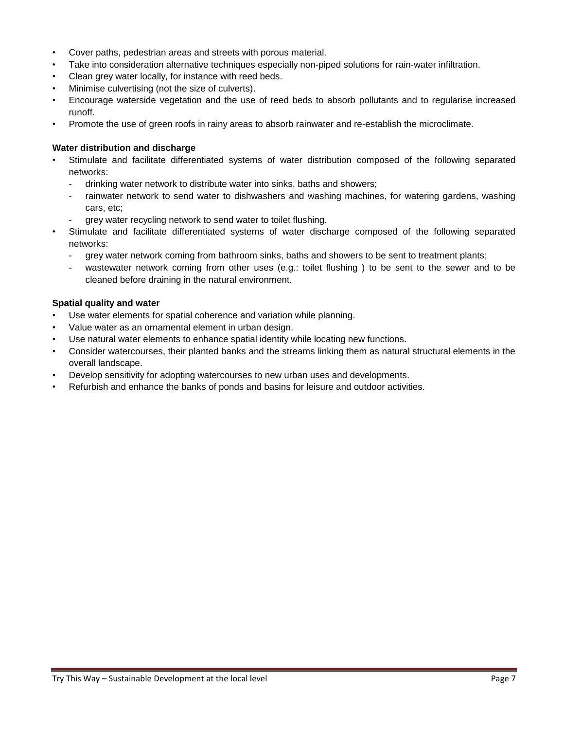- Cover paths, pedestrian areas and streets with porous material.
- Take into consideration alternative techniques especially non-piped solutions for rain-water infiltration.
- Clean grey water locally, for instance with reed beds.
- Minimise culvertising (not the size of culverts).
- Encourage waterside vegetation and the use of reed beds to absorb pollutants and to regularise increased runoff.
- Promote the use of green roofs in rainy areas to absorb rainwater and re-establish the microclimate.

**Water distribution and discharge**

- Stimulate and facilitate differentiated systems of water distribution composed of the following separated networks:
  - drinking water network to distribute water into sinks, baths and showers;
  - rainwater network to send water to dishwashers and washing machines, for watering gardens, washing cars, etc;
  - grey water recycling network to send water to toilet flushing.
- Stimulate and facilitate differentiated systems of water discharge composed of the following separated networks:
  - grey water network coming from bathroom sinks, baths and showers to be sent to treatment plants;
  - wastewater network coming from other uses (e.g.: toilet flushing ) to be sent to the sewer and to be cleaned before draining in the natural environment.

**Spatial quality and water**

- Use water elements for spatial coherence and variation while planning.
- Value water as an ornamental element in urban design.
- Use natural water elements to enhance spatial identity while locating new functions.
- Consider watercourses, their planted banks and the streams linking them as natural structural elements in the overall landscape.
- Develop sensitivity for adopting watercourses to new urban uses and developments.
- Refurbish and enhance the banks of ponds and basins for leisure and outdoor activities.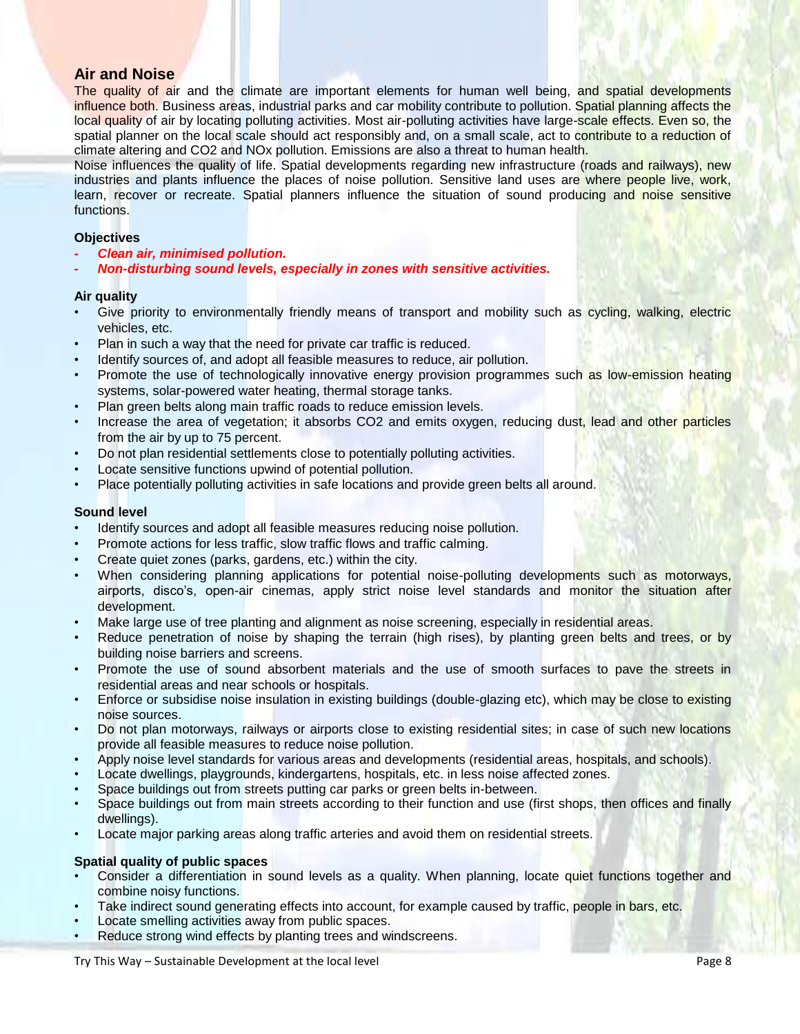## Air and Noise

The quality of air and the climate are important elements for human well being, and spatial developments influence both. Business areas, industrial parks and car mobility contribute to pollution. Spatial planning affects the local quality of air by locating polluting activities. Most air-polluting activities have large-scale effects. Even so, the spatial planner on the local scale should act responsibly and, on a small scale, act to contribute to a reduction of climate altering and $CO_2$ and $NO_x$ pollution. Emissions are also a threat to human health.

Noise influences the quality of life. Spatial developments regarding new infrastructure (roads and railways), new industries and plants influence the places of noise pollution. Sensitive land uses are where people live, work, learn, recover or recreate. Spatial planners influence the situation of sound producing and noise sensitive functions.

### Objectives

- ***Clean air, minimised pollution.***
- ***Non-disturbing sound levels, especially in zones with sensitive activities.***

### Air quality

- Give priority to environmentally friendly means of transport and mobility such as cycling, walking, electric vehicles, etc.
- Plan in such a way that the need for private car traffic is reduced.
- Identify sources of, and adopt all feasible measures to reduce, air pollution.
- Promote the use of technologically innovative energy provision programmes such as low-emission heating systems, solar-powered water heating, thermal storage tanks.
- Plan green belts along main traffic roads to reduce emission levels.
- Increase the area of vegetation; it absorbs $CO_2$ and emits oxygen, reducing dust, lead and other particles from the air by up to 75 percent.
- Do not plan residential settlements close to potentially polluting activities.
- Locate sensitive functions upwind of potential pollution.
- Place potentially polluting activities in safe locations and provide green belts all around.

### Sound level

- Identify sources and adopt all feasible measures reducing noise pollution.
- Promote actions for less traffic, slow traffic flows and traffic calming.
- Create quiet zones (parks, gardens, etc.) within the city.
- When considering planning applications for potential noise-polluting developments such as motorways, airports, disco's, open-air cinemas, apply strict noise level standards and monitor the situation after development.
- Make large use of tree planting and alignment as noise screening, especially in residential areas.
- Reduce penetration of noise by shaping the terrain (high rises), by planting green belts and trees, or by building noise barriers and screens.
- Promote the use of sound absorbent materials and the use of smooth surfaces to pave the streets in residential areas and near schools or hospitals.
- Enforce or subsidise noise insulation in existing buildings (double-glazing etc), which may be close to existing noise sources.
- Do not plan motorways, railways or airports close to existing residential sites; in case of such new locations provide all feasible measures to reduce noise pollution.
- Apply noise level standards for various areas and developments (residential areas, hospitals, and schools).
- Locate dwellings, playgrounds, kindergartens, hospitals, etc. in less noise affected zones.
- Space buildings out from streets putting car parks or green belts in-between.
- Space buildings out from main streets according to their function and use (first shops, then offices and finally dwellings).
- Locate major parking areas along traffic arteries and avoid them on residential streets.

### Spatial quality of public spaces

- Consider a differentiation in sound levels as a quality. When planning, locate quiet functions together and combine noisy functions.
- Take indirect sound generating effects into account, for example caused by traffic, people in bars, etc.
- Locate smelling activities away from public spaces.
- Reduce strong wind effects by planting trees and windscreens.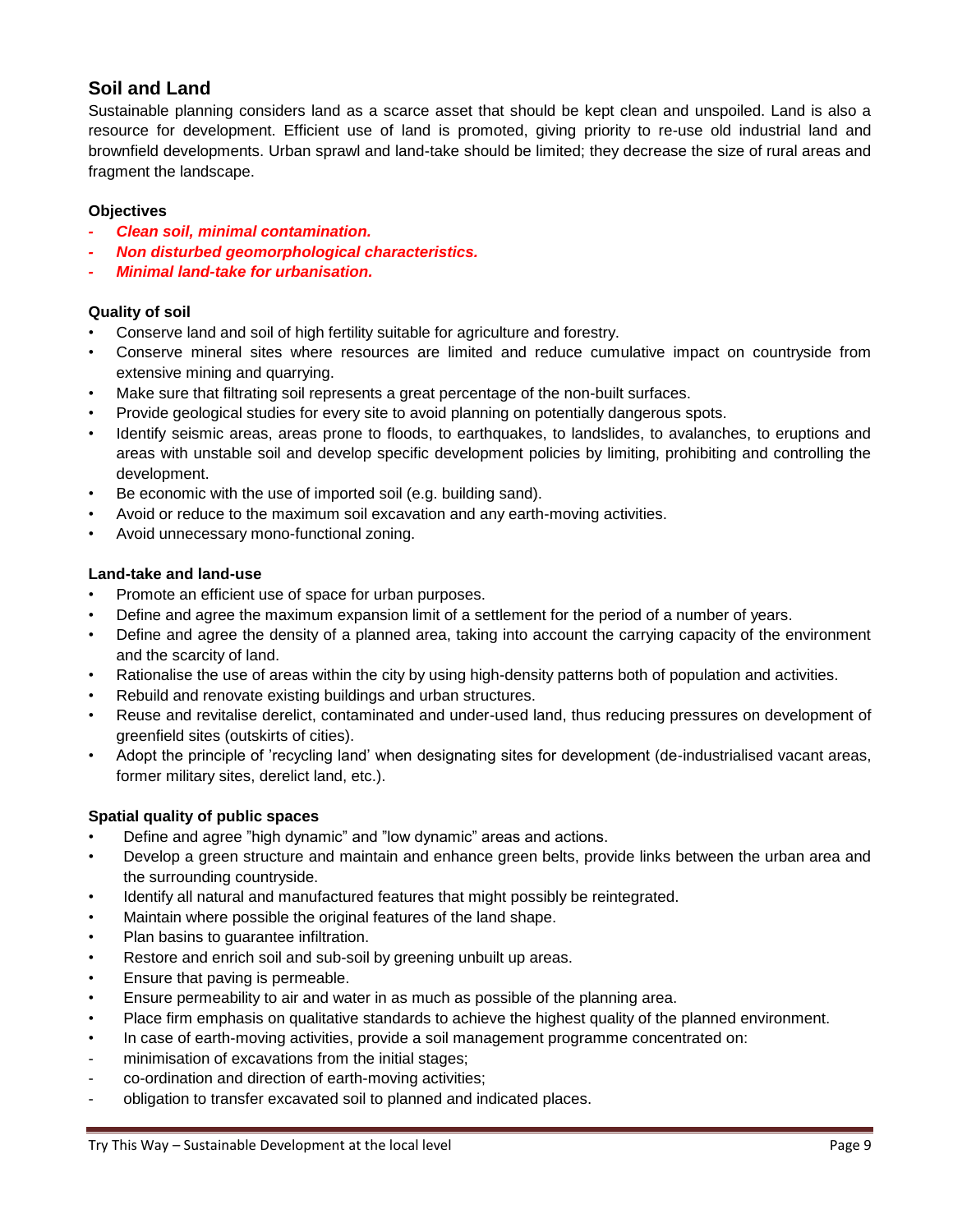## Soil and Land

Sustainable planning considers land as a scarce asset that should be kept clean and unspoiled. Land is also a resource for development. Efficient use of land is promoted, giving priority to re-use old industrial land and brownfield developments. Urban sprawl and land-take should be limited; they decrease the size of rural areas and fragment the landscape.

**Objectives**

- ***Clean soil, minimal contamination.***
- ***Non disturbed geomorphological characteristics.***
- ***Minimal land-take for urbanisation.***

**Quality of soil**

- Conserve land and soil of high fertility suitable for agriculture and forestry.
- Conserve mineral sites where resources are limited and reduce cumulative impact on countryside from extensive mining and quarrying.
- Make sure that filtrating soil represents a great percentage of the non-built surfaces.
- Provide geological studies for every site to avoid planning on potentially dangerous spots.
- Identify seismic areas, areas prone to floods, to earthquakes, to landslides, to avalanches, to eruptions and areas with unstable soil and develop specific development policies by limiting, prohibiting and controlling the development.
- Be economic with the use of imported soil (e.g. building sand).
- Avoid or reduce to the maximum soil excavation and any earth-moving activities.
- Avoid unnecessary mono-functional zoning.

**Land-take and land-use**

- Promote an efficient use of space for urban purposes.
- Define and agree the maximum expansion limit of a settlement for the period of a number of years.
- Define and agree the density of a planned area, taking into account the carrying capacity of the environment and the scarcity of land.
- Rationalise the use of areas within the city by using high-density patterns both of population and activities.
- Rebuild and renovate existing buildings and urban structures.
- Reuse and revitalise derelict, contaminated and under-used land, thus reducing pressures on development of greenfield sites (outskirts of cities).
- Adopt the principle of 'recycling land' when designating sites for development (de-industrialised vacant areas, former military sites, derelict land, etc.).

**Spatial quality of public spaces**

- Define and agree "high dynamic" and "low dynamic" areas and actions.
- Develop a green structure and maintain and enhance green belts, provide links between the urban area and the surrounding countryside.
- Identify all natural and manufactured features that might possibly be reintegrated.
- Maintain where possible the original features of the land shape.
- Plan basins to guarantee infiltration.
- Restore and enrich soil and sub-soil by greening unbuilt up areas.
- Ensure that paving is permeable.
- Ensure permeability to air and water in as much as possible of the planning area.
- Place firm emphasis on qualitative standards to achieve the highest quality of the planned environment.
- In case of earth-moving activities, provide a soil management programme concentrated on:
  - minimisation of excavations from the initial stages;
  - co-ordination and direction of earth-moving activities;
  - obligation to transfer excavated soil to planned and indicated places.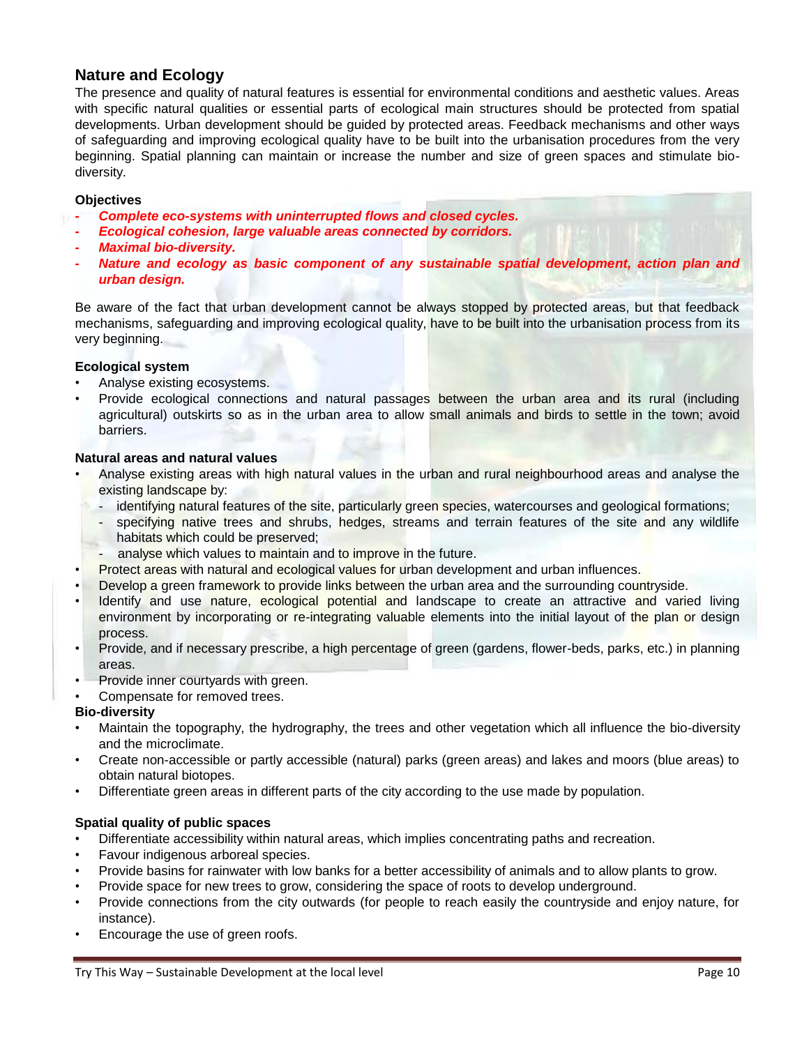## Nature and Ecology

The presence and quality of natural features is essential for environmental conditions and aesthetic values. Areas with specific natural qualities or essential parts of ecological main structures should be protected from spatial developments. Urban development should be guided by protected areas. Feedback mechanisms and other ways of safeguarding and improving ecological quality have to be built into the urbanisation procedures from the very beginning. Spatial planning can maintain or increase the number and size of green spaces and stimulate bio-diversity.

**Objectives**

- ***Complete eco-systems with uninterrupted flows and closed cycles.***
- ***Ecological cohesion, large valuable areas connected by corridors.***
- ***Maximal bio-diversity.***
- ***Nature and ecology as basic component of any sustainable spatial development, action plan and urban design.***

Be aware of the fact that urban development cannot be always stopped by protected areas, but that feedback mechanisms, safeguarding and improving ecological quality, have to be built into the urbanisation process from its very beginning.

**Ecological system**

- Analyse existing ecosystems.
- Provide ecological connections and natural passages between the urban area and its rural (including agricultural) outskirts so as in the urban area to allow small animals and birds to settle in the town; avoid barriers.

**Natural areas and natural values**

- Analyse existing areas with high natural values in the urban and rural neighbourhood areas and analyse the existing landscape by:
  - identifying natural features of the site, particularly green species, watercourses and geological formations;
  - specifying native trees and shrubs, hedges, streams and terrain features of the site and any wildlife habitats which could be preserved;
  - analyse which values to maintain and to improve in the future.
- Protect areas with natural and ecological values for urban development and urban influences.
- Develop a green framework to provide links between the urban area and the surrounding countryside.
- Identify and use nature, ecological potential and landscape to create an attractive and varied living environment by incorporating or re-integrating valuable elements into the initial layout of the plan or design process.
- Provide, and if necessary prescribe, a high percentage of green (gardens, flower-beds, parks, etc.) in planning areas.
- Provide inner courtyards with green.
- Compensate for removed trees.

**Bio-diversity**

- Maintain the topography, the hydrography, the trees and other vegetation which all influence the bio-diversity and the microclimate.
- Create non-accessible or partly accessible (natural) parks (green areas) and lakes and moors (blue areas) to obtain natural biotopes.
- Differentiate green areas in different parts of the city according to the use made by population.

**Spatial quality of public spaces**

- Differentiate accessibility within natural areas, which implies concentrating paths and recreation.
- Favour indigenous arboreal species.
- Provide basins for rainwater with low banks for a better accessibility of animals and to allow plants to grow.
- Provide space for new trees to grow, considering the space of roots to develop underground.
- Provide connections from the city outwards (for people to reach easily the countryside and enjoy nature, for instance).
- Encourage the use of green roofs.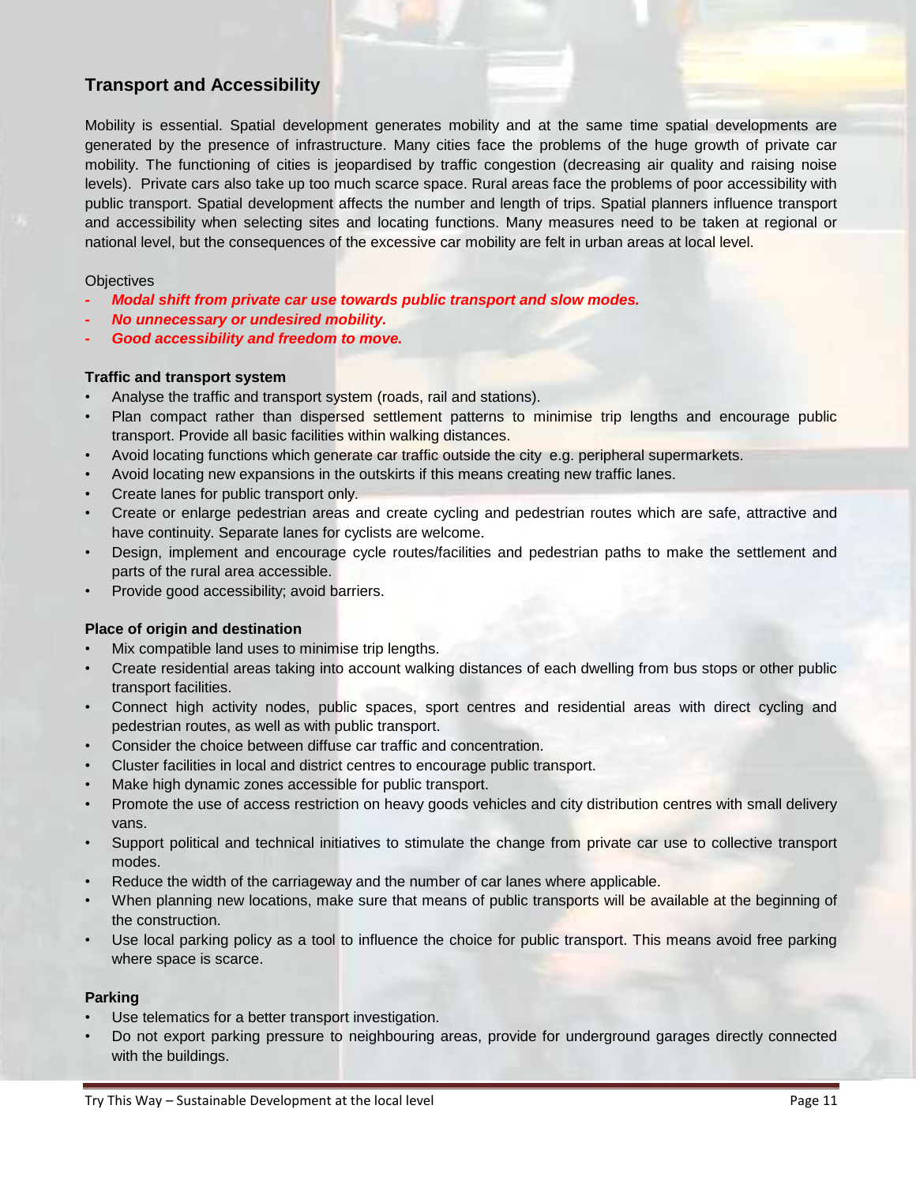## Transport and Accessibility

Mobility is essential. Spatial development generates mobility and at the same time spatial developments are generated by the presence of infrastructure. Many cities face the problems of the huge growth of private car mobility. The functioning of cities is jeopardised by traffic congestion (decreasing air quality and raising noise levels). Private cars also take up too much scarce space. Rural areas face the problems of poor accessibility with public transport. Spatial development affects the number and length of trips. Spatial planners influence transport and accessibility when selecting sites and locating functions. Many measures need to be taken at regional or national level, but the consequences of the excessive car mobility are felt in urban areas at local level.

Objectives

- ***Modal shift from private car use towards public transport and slow modes.***
- ***No unnecessary or undesired mobility.***
- ***Good accessibility and freedom to move.***

**Traffic and transport system**

- Analyse the traffic and transport system (roads, rail and stations).
- Plan compact rather than dispersed settlement patterns to minimise trip lengths and encourage public transport. Provide all basic facilities within walking distances.
- Avoid locating functions which generate car traffic outside the city e.g. peripheral supermarkets.
- Avoid locating new expansions in the outskirts if this means creating new traffic lanes.
- Create lanes for public transport only.
- Create or enlarge pedestrian areas and create cycling and pedestrian routes which are safe, attractive and have continuity. Separate lanes for cyclists are welcome.
- Design, implement and encourage cycle routes/facilities and pedestrian paths to make the settlement and parts of the rural area accessible.
- Provide good accessibility; avoid barriers.

**Place of origin and destination**

- Mix compatible land uses to minimise trip lengths.
- Create residential areas taking into account walking distances of each dwelling from bus stops or other public transport facilities.
- Connect high activity nodes, public spaces, sport centres and residential areas with direct cycling and pedestrian routes, as well as with public transport.
- Consider the choice between diffuse car traffic and concentration.
- Cluster facilities in local and district centres to encourage public transport.
- Make high dynamic zones accessible for public transport.
- Promote the use of access restriction on heavy goods vehicles and city distribution centres with small delivery vans.
- Support political and technical initiatives to stimulate the change from private car use to collective transport modes.
- Reduce the width of the carriageway and the number of car lanes where applicable.
- When planning new locations, make sure that means of public transports will be available at the beginning of the construction.
- Use local parking policy as a tool to influence the choice for public transport. This means avoid free parking where space is scarce.

**Parking**

- Use telematics for a better transport investigation.
- Do not export parking pressure to neighbouring areas, provide for underground garages directly connected with the buildings.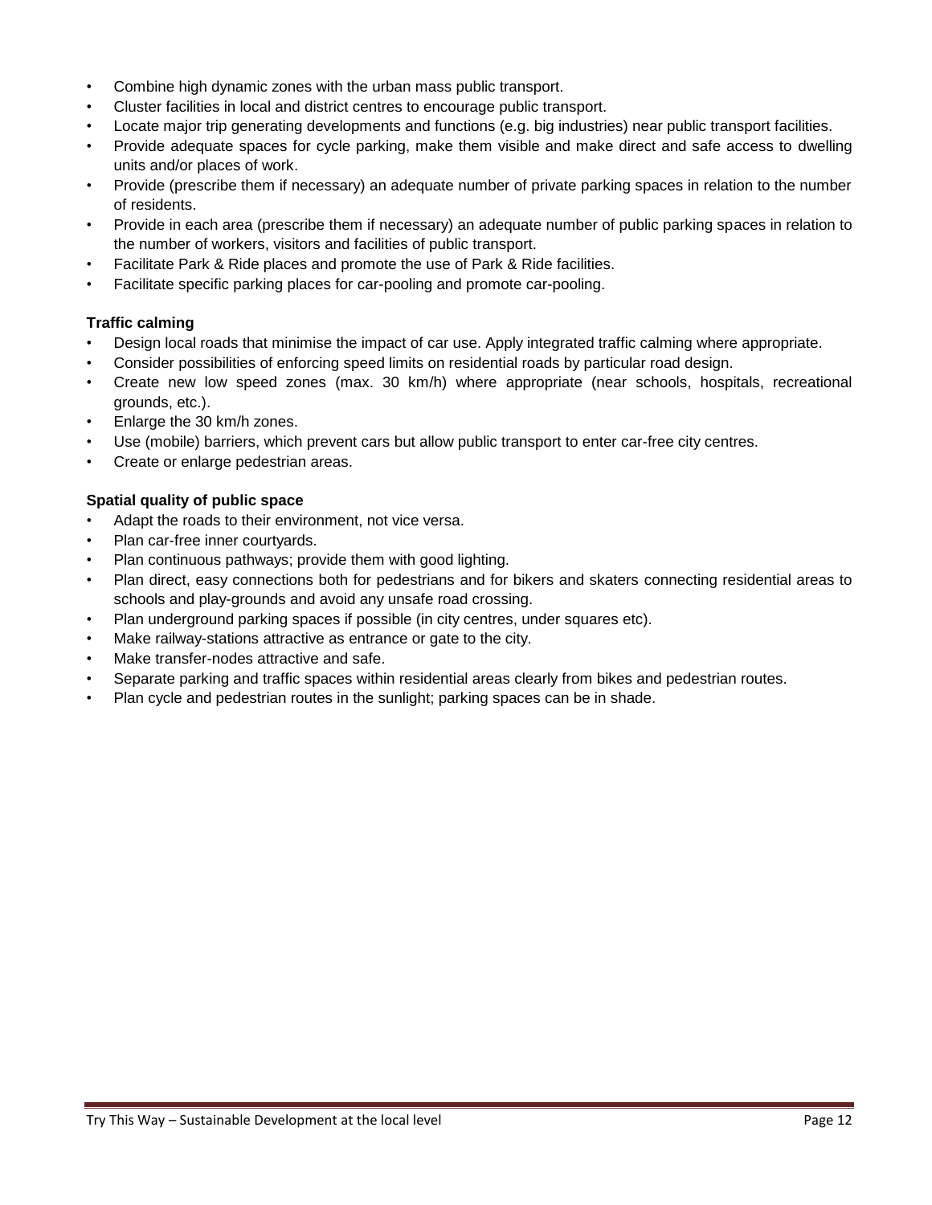- Combine high dynamic zones with the urban mass public transport.
- Cluster facilities in local and district centres to encourage public transport.
- Locate major trip generating developments and functions (e.g. big industries) near public transport facilities.
- Provide adequate spaces for cycle parking, make them visible and make direct and safe access to dwelling units and/or places of work.
- Provide (prescribe them if necessary) an adequate number of private parking spaces in relation to the number of residents.
- Provide in each area (prescribe them if necessary) an adequate number of public parking spaces in relation to the number of workers, visitors and facilities of public transport.
- Facilitate Park & Ride places and promote the use of Park & Ride facilities.
- Facilitate specific parking places for car-pooling and promote car-pooling.

**Traffic calming**

- Design local roads that minimise the impact of car use. Apply integrated traffic calming where appropriate.
- Consider possibilities of enforcing speed limits on residential roads by particular road design.
- Create new low speed zones (max. 30 km/h) where appropriate (near schools, hospitals, recreational grounds, etc.).
- Enlarge the 30 km/h zones.
- Use (mobile) barriers, which prevent cars but allow public transport to enter car-free city centres.
- Create or enlarge pedestrian areas.

**Spatial quality of public space**

- Adapt the roads to their environment, not vice versa.
- Plan car-free inner courtyards.
- Plan continuous pathways; provide them with good lighting.
- Plan direct, easy connections both for pedestrians and for bikers and skaters connecting residential areas to schools and play-grounds and avoid any unsafe road crossing.
- Plan underground parking spaces if possible (in city centres, under squares etc).
- Make railway-stations attractive as entrance or gate to the city.
- Make transfer-nodes attractive and safe.
- Separate parking and traffic spaces within residential areas clearly from bikes and pedestrian routes.
- Plan cycle and pedestrian routes in the sunlight; parking spaces can be in shade.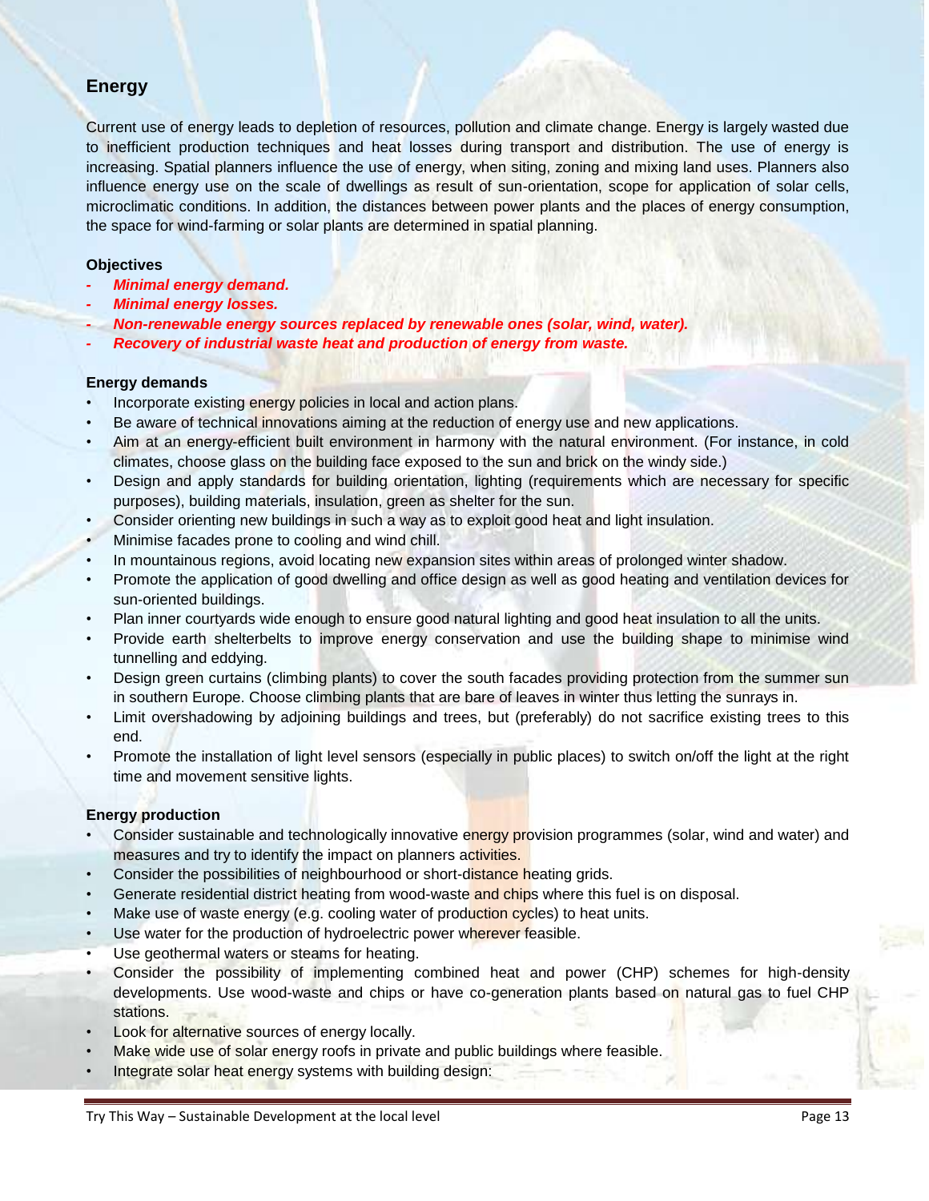## Energy

Current use of energy leads to depletion of resources, pollution and climate change. Energy is largely wasted due to inefficient production techniques and heat losses during transport and distribution. The use of energy is increasing. Spatial planners influence the use of energy, when siting, zoning and mixing land uses. Planners also influence energy use on the scale of dwellings as result of sun-orientation, scope for application of solar cells, microclimatic conditions. In addition, the distances between power plants and the places of energy consumption, the space for wind-farming or solar plants are determined in spatial planning.

**Objectives**

- ***Minimal energy demand.***
- ***Minimal energy losses.***
- ***Non-renewable energy sources replaced by renewable ones (solar, wind, water).***
- ***Recovery of industrial waste heat and production of energy from waste.***

**Energy demands**

- Incorporate existing energy policies in local and action plans.
- Be aware of technical innovations aiming at the reduction of energy use and new applications.
- Aim at an energy-efficient built environment in harmony with the natural environment. (For instance, in cold climates, choose glass on the building face exposed to the sun and brick on the windy side.)
- Design and apply standards for building orientation, lighting (requirements which are necessary for specific purposes), building materials, insulation, green as shelter for the sun.
- Consider orienting new buildings in such a way as to exploit good heat and light insulation.
- Minimise facades prone to cooling and wind chill.
- In mountainous regions, avoid locating new expansion sites within areas of prolonged winter shadow.
- Promote the application of good dwelling and office design as well as good heating and ventilation devices for sun-oriented buildings.
- Plan inner courtyards wide enough to ensure good natural lighting and good heat insulation to all the units.
- Provide earth shelterbelts to improve energy conservation and use the building shape to minimise wind tunnelling and eddying.
- Design green curtains (climbing plants) to cover the south facades providing protection from the summer sun in southern Europe. Choose climbing plants that are bare of leaves in winter thus letting the sunrays in.
- Limit overshadowing by adjoining buildings and trees, but (preferably) do not sacrifice existing trees to this end.
- Promote the installation of light level sensors (especially in public places) to switch on/off the light at the right time and movement sensitive lights.

**Energy production**

- Consider sustainable and technologically innovative energy provision programmes (solar, wind and water) and measures and try to identify the impact on planners activities.
- Consider the possibilities of neighbourhood or short-distance heating grids.
- Generate residential district heating from wood-waste and chips where this fuel is on disposal.
- Make use of waste energy (e.g. cooling water of production cycles) to heat units.
- Use water for the production of hydroelectric power wherever feasible.
- Use geothermal waters or steams for heating.
- Consider the possibility of implementing combined heat and power (CHP) schemes for high-density developments. Use wood-waste and chips or have co-generation plants based on natural gas to fuel CHP stations.
- Look for alternative sources of energy locally.
- Make wide use of solar energy roofs in private and public buildings where feasible.
- Integrate solar heat energy systems with building design: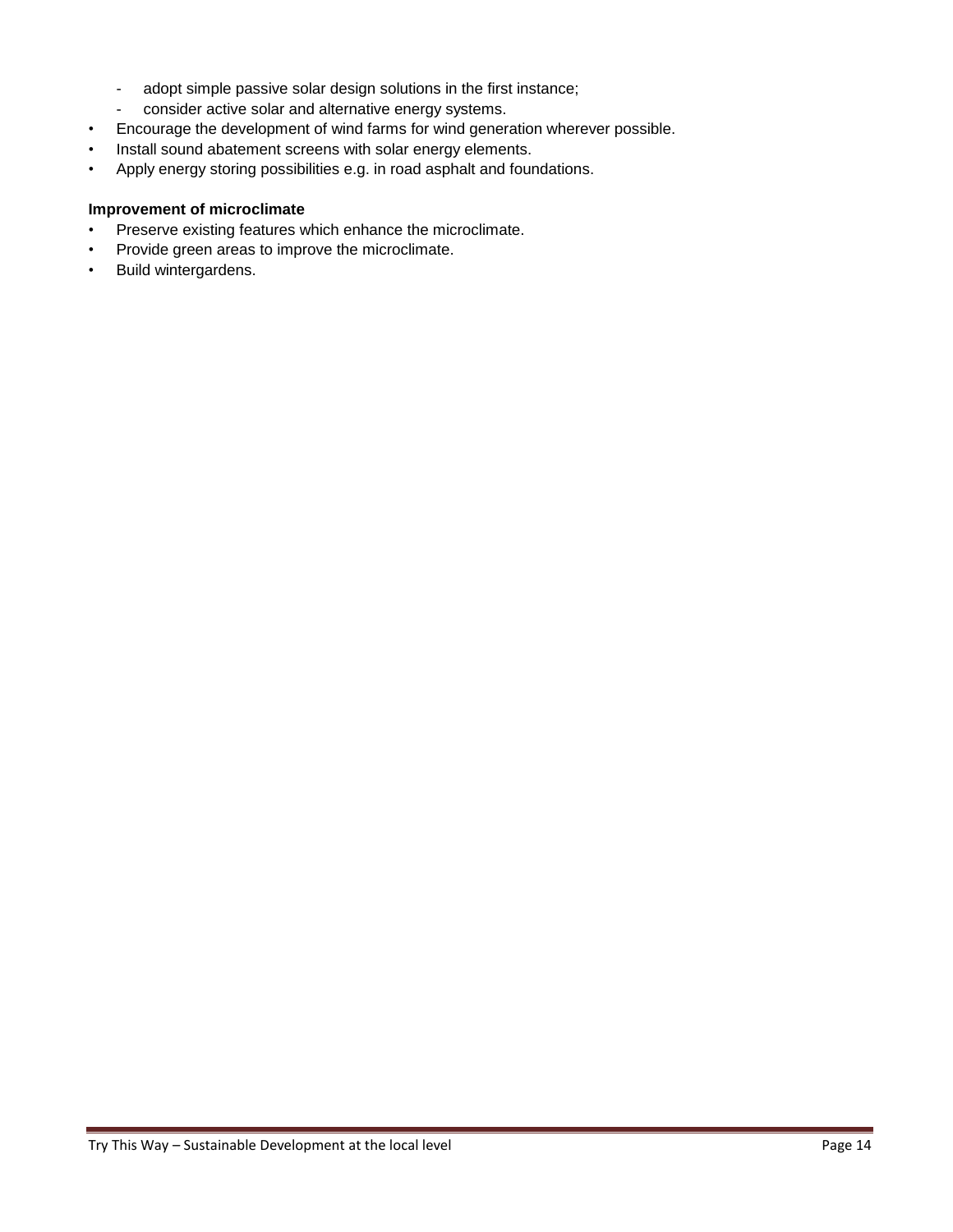- adopt simple passive solar design solutions in the first instance;
  - consider active solar and alternative energy systems.
- Encourage the development of wind farms for wind generation wherever possible.
- Install sound abatement screens with solar energy elements.
- Apply energy storing possibilities e.g. in road asphalt and foundations.

**Improvement of microclimate**

- Preserve existing features which enhance the microclimate.
- Provide green areas to improve the microclimate.
- Build wintergardens.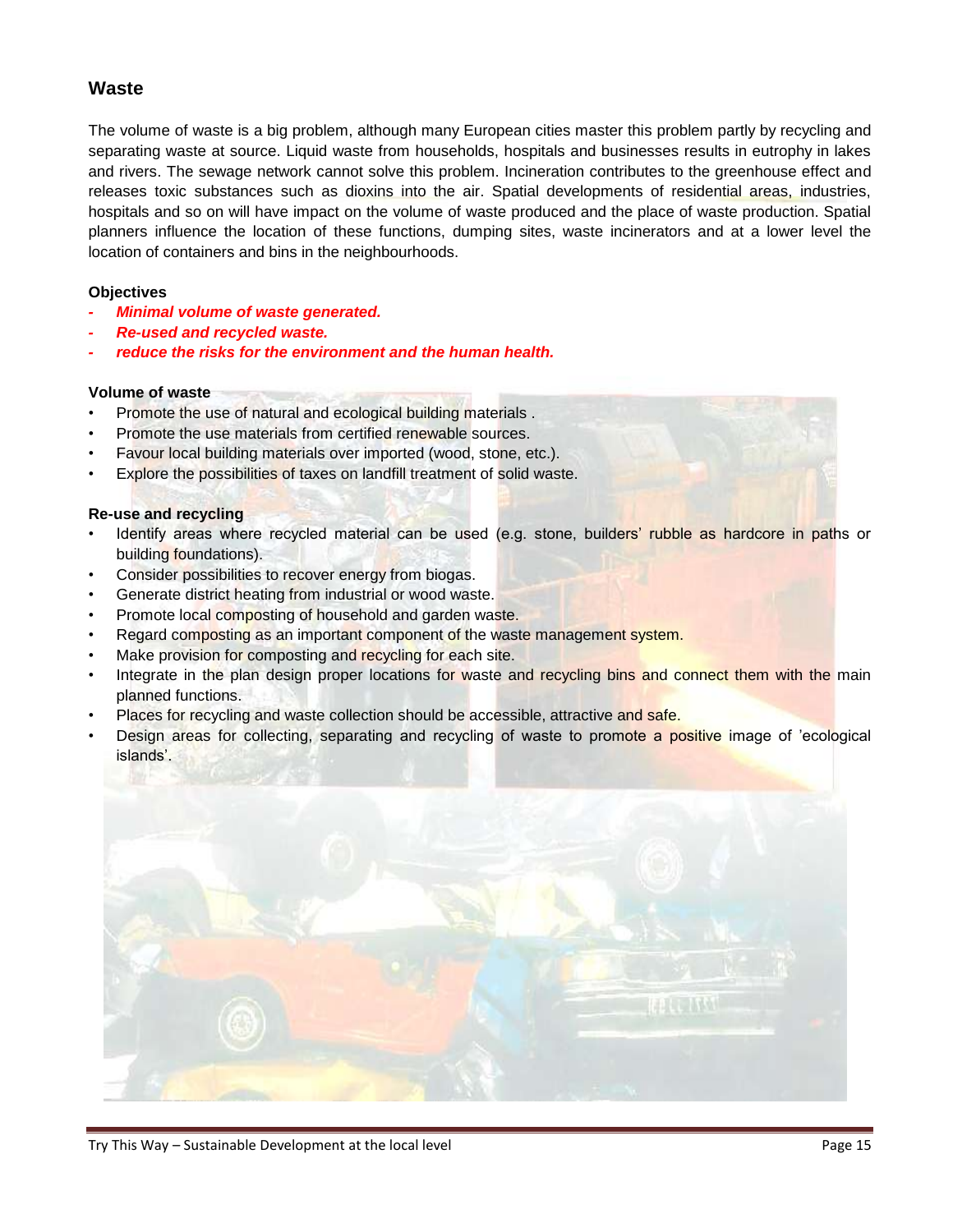## Waste

The volume of waste is a big problem, although many European cities master this problem partly by recycling and separating waste at source. Liquid waste from households, hospitals and businesses results in eutrophy in lakes and rivers. The sewage network cannot solve this problem. Incineration contributes to the greenhouse effect and releases toxic substances such as dioxins into the air. Spatial developments of residential areas, industries, hospitals and so on will have impact on the volume of waste produced and the place of waste production. Spatial planners influence the location of these functions, dumping sites, waste incinerators and at a lower level the location of containers and bins in the neighbourhoods.

**Objectives**

- ***Minimal volume of waste generated.***
- ***Re-used and recycled waste.***
- ***reduce the risks for the environment and the human health.***

**Volume of waste**

- Promote the use of natural and ecological building materials .
- Promote the use materials from certified renewable sources.
- Favour local building materials over imported (wood, stone, etc.).
- Explore the possibilities of taxes on landfill treatment of solid waste.

**Re-use and recycling**

- Identify areas where recycled material can be used (e.g. stone, builders' rubble as hardcore in paths or building foundations).
- Consider possibilities to recover energy from biogas.
- Generate district heating from industrial or wood waste.
- Promote local composting of household and garden waste.
- Regard composting as an important component of the waste management system.
- Make provision for composting and recycling for each site.
- Integrate in the plan design proper locations for waste and recycling bins and connect them with the main planned functions.
- Places for recycling and waste collection should be accessible, attractive and safe.
- Design areas for collecting, separating and recycling of waste to promote a positive image of 'ecological islands'.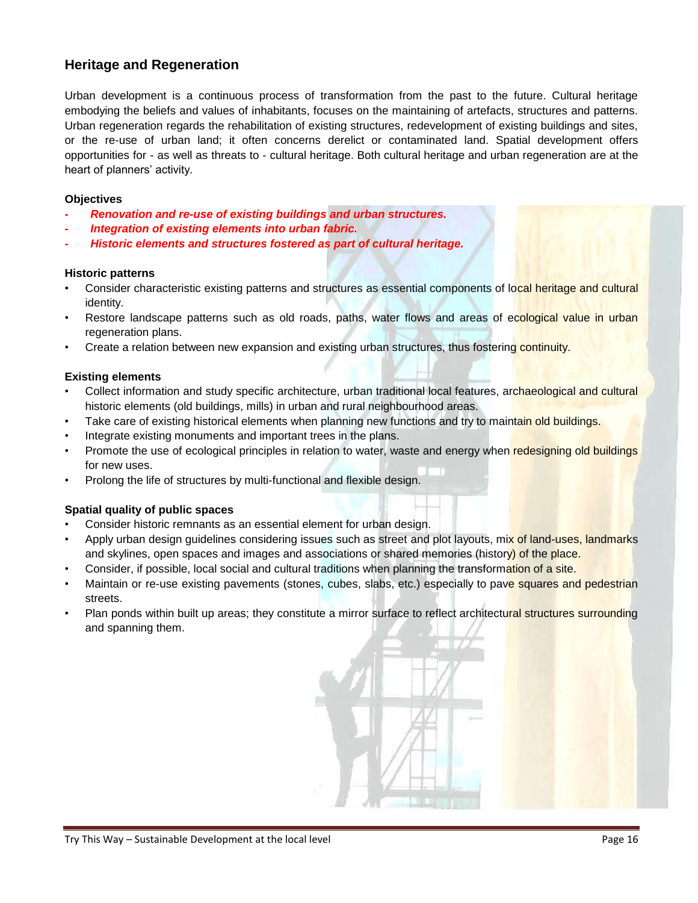## Heritage and Regeneration

Urban development is a continuous process of transformation from the past to the future. Cultural heritage embodying the beliefs and values of inhabitants, focuses on the maintaining of artefacts, structures and patterns. Urban regeneration regards the rehabilitation of existing structures, redevelopment of existing buildings and sites, or the re-use of urban land; it often concerns derelict or contaminated land. Spatial development offers opportunities for - as well as threats to - cultural heritage. Both cultural heritage and urban regeneration are at the heart of planners' activity.

**Objectives**

- ***Renovation and re-use of existing buildings and urban structures.***
- ***Integration of existing elements into urban fabric.***
- ***Historic elements and structures fostered as part of cultural heritage.***

**Historic patterns**

- Consider characteristic existing patterns and structures as essential components of local heritage and cultural identity.
- Restore landscape patterns such as old roads, paths, water flows and areas of ecological value in urban regeneration plans.
- Create a relation between new expansion and existing urban structures, thus fostering continuity.

**Existing elements**

- Collect information and study specific architecture, urban traditional local features, archaeological and cultural historic elements (old buildings, mills) in urban and rural neighbourhood areas.
- Take care of existing historical elements when planning new functions and try to maintain old buildings.
- Integrate existing monuments and important trees in the plans.
- Promote the use of ecological principles in relation to water, waste and energy when redesigning old buildings for new uses.
- Prolong the life of structures by multi-functional and flexible design.

**Spatial quality of public spaces**

- Consider historic remnants as an essential element for urban design.
- Apply urban design guidelines considering issues such as street and plot layouts, mix of land-uses, landmarks and skylines, open spaces and images and associations or shared memories (history) of the place.
- Consider, if possible, local social and cultural traditions when planning the transformation of a site.
- Maintain or re-use existing pavements (stones, cubes, slabs, etc.) especially to pave squares and pedestrian streets.
- Plan ponds within built up areas; they constitute a mirror surface to reflect architectural structures surrounding and spanning them.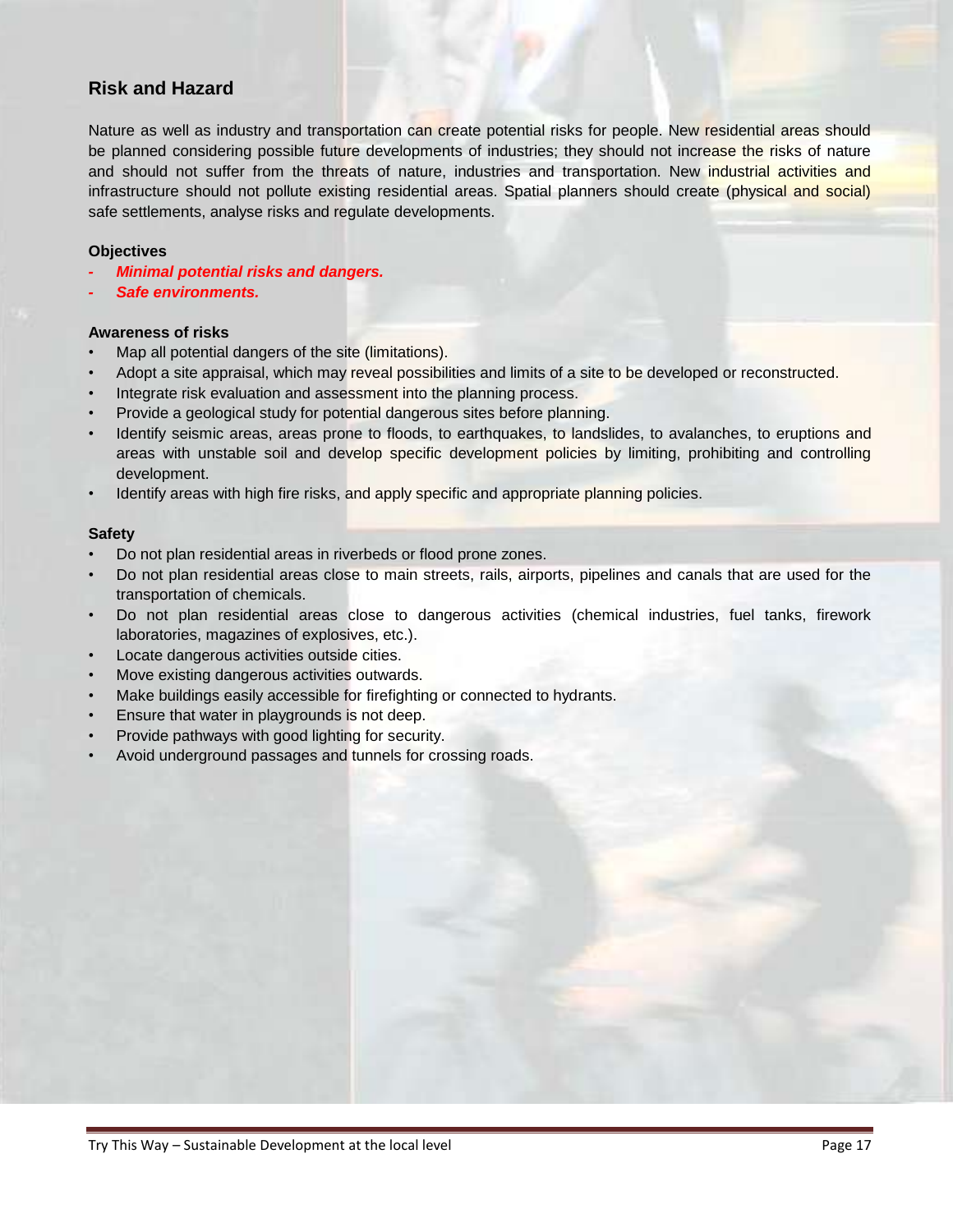## Risk and Hazard

Nature as well as industry and transportation can create potential risks for people. New residential areas should be planned considering possible future developments of industries; they should not increase the risks of nature and should not suffer from the threats of nature, industries and transportation. New industrial activities and infrastructure should not pollute existing residential areas. Spatial planners should create (physical and social) safe settlements, analyse risks and regulate developments.

**Objectives**

- ***Minimal potential risks and dangers.***
- ***Safe environments.***

**Awareness of risks**

- Map all potential dangers of the site (limitations).
- Adopt a site appraisal, which may reveal possibilities and limits of a site to be developed or reconstructed.
- Integrate risk evaluation and assessment into the planning process.
- Provide a geological study for potential dangerous sites before planning.
- Identify seismic areas, areas prone to floods, to earthquakes, to landslides, to avalanches, to eruptions and areas with unstable soil and develop specific development policies by limiting, prohibiting and controlling development.
- Identify areas with high fire risks, and apply specific and appropriate planning policies.

**Safety**

- Do not plan residential areas in riverbeds or flood prone zones.
- Do not plan residential areas close to main streets, rails, airports, pipelines and canals that are used for the transportation of chemicals.
- Do not plan residential areas close to dangerous activities (chemical industries, fuel tanks, firework laboratories, magazines of explosives, etc.).
- Locate dangerous activities outside cities.
- Move existing dangerous activities outwards.
- Make buildings easily accessible for firefighting or connected to hydrants.
- Ensure that water in playgrounds is not deep.
- Provide pathways with good lighting for security.
- Avoid underground passages and tunnels for crossing roads.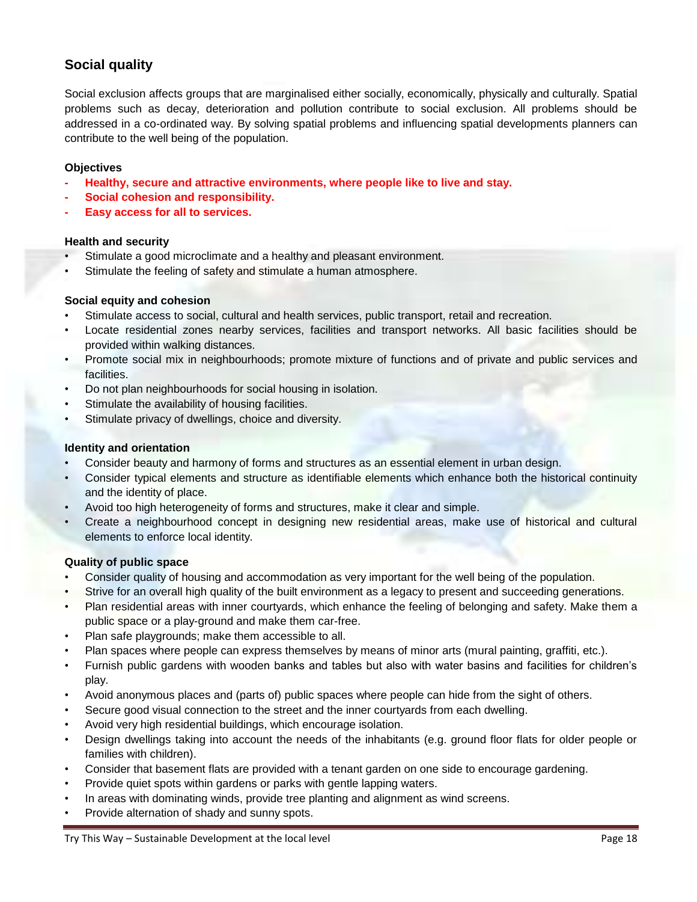## Social quality

Social exclusion affects groups that are marginalised either socially, economically, physically and culturally. Spatial problems such as decay, deterioration and pollution contribute to social exclusion. All problems should be addressed in a co-ordinated way. By solving spatial problems and influencing spatial developments planners can contribute to the well being of the population.

**Objectives**

- **Healthy, secure and attractive environments, where people like to live and stay.**
- **Social cohesion and responsibility.**
- **Easy access for all to services.**

**Health and security**

- Stimulate a good microclimate and a healthy and pleasant environment.
- Stimulate the feeling of safety and stimulate a human atmosphere.

**Social equity and cohesion**

- Stimulate access to social, cultural and health services, public transport, retail and recreation.
- Locate residential zones nearby services, facilities and transport networks. All basic facilities should be provided within walking distances.
- Promote social mix in neighbourhoods; promote mixture of functions and of private and public services and facilities.
- Do not plan neighbourhoods for social housing in isolation.
- Stimulate the availability of housing facilities.
- Stimulate privacy of dwellings, choice and diversity.

**Identity and orientation**

- Consider beauty and harmony of forms and structures as an essential element in urban design.
- Consider typical elements and structure as identifiable elements which enhance both the historical continuity and the identity of place.
- Avoid too high heterogeneity of forms and structures, make it clear and simple.
- Create a neighbourhood concept in designing new residential areas, make use of historical and cultural elements to enforce local identity.

**Quality of public space**

- Consider quality of housing and accommodation as very important for the well being of the population.
- Strive for an overall high quality of the built environment as a legacy to present and succeeding generations.
- Plan residential areas with inner courtyards, which enhance the feeling of belonging and safety. Make them a public space or a play-ground and make them car-free.
- Plan safe playgrounds; make them accessible to all.
- Plan spaces where people can express themselves by means of minor arts (mural painting, graffiti, etc.).
- Furnish public gardens with wooden banks and tables but also with water basins and facilities for children's play.
- Avoid anonymous places and (parts of) public spaces where people can hide from the sight of others.
- Secure good visual connection to the street and the inner courtyards from each dwelling.
- Avoid very high residential buildings, which encourage isolation.
- Design dwellings taking into account the needs of the inhabitants (e.g. ground floor flats for older people or families with children).
- Consider that basement flats are provided with a tenant garden on one side to encourage gardening.
- Provide quiet spots within gardens or parks with gentle lapping waters.
- In areas with dominating winds, provide tree planting and alignment as wind screens.
- Provide alternation of shady and sunny spots.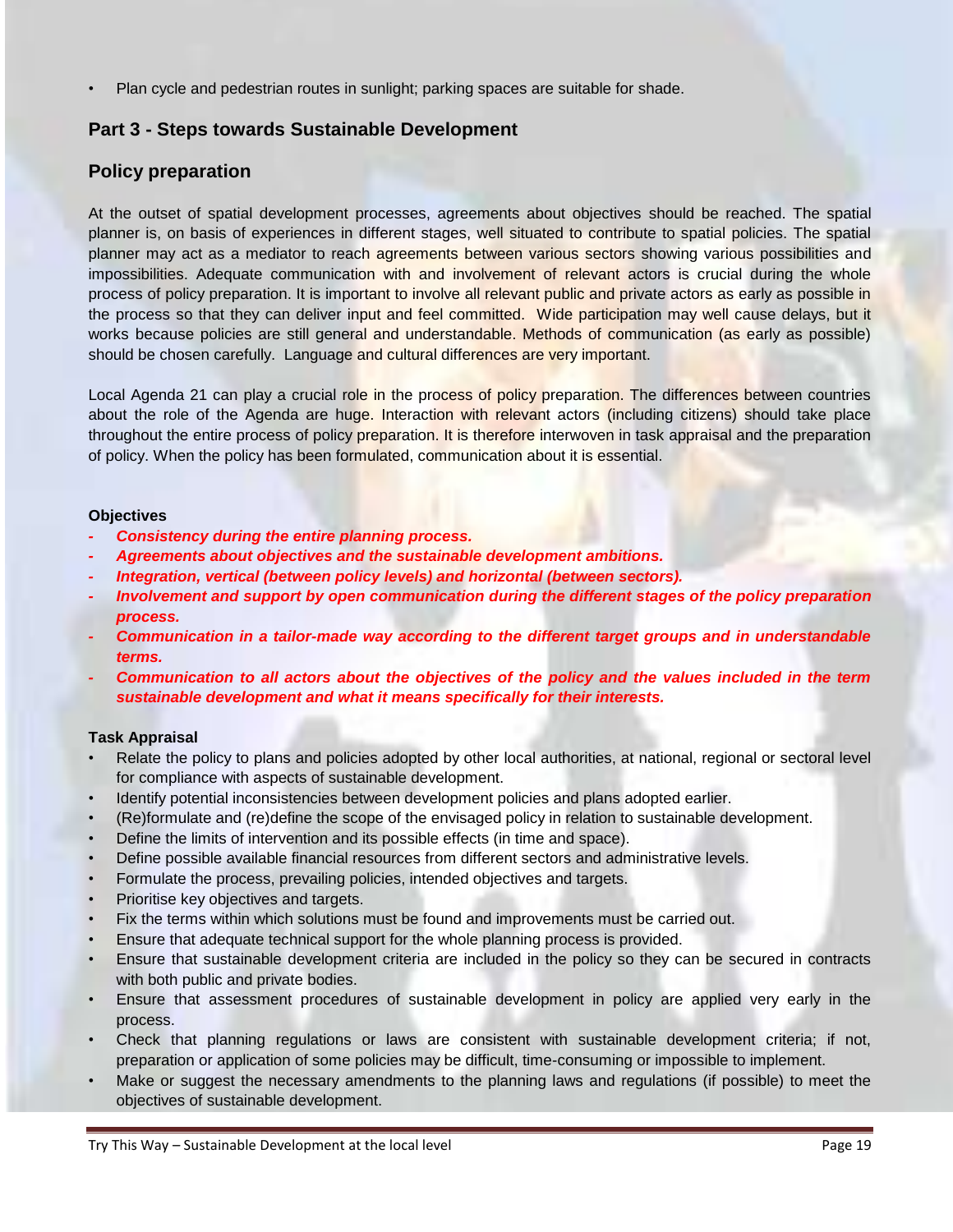- Plan cycle and pedestrian routes in sunlight; parking spaces are suitable for shade.

## Part 3 - Steps towards Sustainable Development

## Policy preparation

At the outset of spatial development processes, agreements about objectives should be reached. The spatial planner is, on basis of experiences in different stages, well situated to contribute to spatial policies. The spatial planner may act as a mediator to reach agreements between various sectors showing various possibilities and impossibilities. Adequate communication with and involvement of relevant actors is crucial during the whole process of policy preparation. It is important to involve all relevant public and private actors as early as possible in the process so that they can deliver input and feel committed. Wide participation may well cause delays, but it works because policies are still general and understandable. Methods of communication (as early as possible) should be chosen carefully. Language and cultural differences are very important.

Local Agenda 21 can play a crucial role in the process of policy preparation. The differences between countries about the role of the Agenda are huge. Interaction with relevant actors (including citizens) should take place throughout the entire process of policy preparation. It is therefore interwoven in task appraisal and the preparation of policy. When the policy has been formulated, communication about it is essential.

**Objectives**

- ***Consistency during the entire planning process.***
- ***Agreements about objectives and the sustainable development ambitions.***
- ***Integration, vertical (between policy levels) and horizontal (between sectors).***
- ***Involvement and support by open communication during the different stages of the policy preparation process.***
- ***Communication in a tailor-made way according to the different target groups and in understandable terms.***
- ***Communication to all actors about the objectives of the policy and the values included in the term sustainable development and what it means specifically for their interests.***

**Task Appraisal**

- Relate the policy to plans and policies adopted by other local authorities, at national, regional or sectoral level for compliance with aspects of sustainable development.
- Identify potential inconsistencies between development policies and plans adopted earlier.
- (Re)formulate and (re)define the scope of the envisaged policy in relation to sustainable development.
- Define the limits of intervention and its possible effects (in time and space).
- Define possible available financial resources from different sectors and administrative levels.
- Formulate the process, prevailing policies, intended objectives and targets.
- Prioritise key objectives and targets.
- Fix the terms within which solutions must be found and improvements must be carried out.
- Ensure that adequate technical support for the whole planning process is provided.
- Ensure that sustainable development criteria are included in the policy so they can be secured in contracts with both public and private bodies.
- Ensure that assessment procedures of sustainable development in policy are applied very early in the process.
- Check that planning regulations or laws are consistent with sustainable development criteria; if not, preparation or application of some policies may be difficult, time-consuming or impossible to implement.
- Make or suggest the necessary amendments to the planning laws and regulations (if possible) to meet the objectives of sustainable development.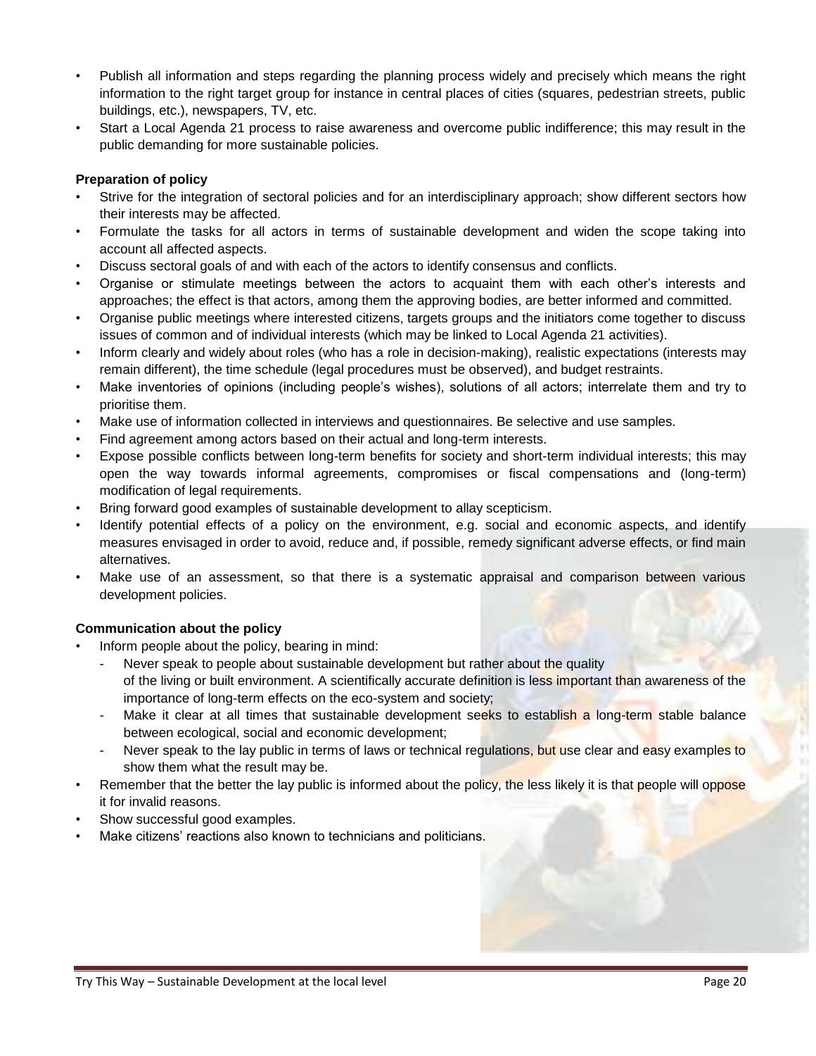- Publish all information and steps regarding the planning process widely and precisely which means the right information to the right target group for instance in central places of cities (squares, pedestrian streets, public buildings, etc.), newspapers, TV, etc.
- Start a Local Agenda 21 process to raise awareness and overcome public indifference; this may result in the public demanding for more sustainable policies.

**Preparation of policy**

- Strive for the integration of sectoral policies and for an interdisciplinary approach; show different sectors how their interests may be affected.
- Formulate the tasks for all actors in terms of sustainable development and widen the scope taking into account all affected aspects.
- Discuss sectoral goals of and with each of the actors to identify consensus and conflicts.
- Organise or stimulate meetings between the actors to acquaint them with each other's interests and approaches; the effect is that actors, among them the approving bodies, are better informed and committed.
- Organise public meetings where interested citizens, targets groups and the initiators come together to discuss issues of common and of individual interests (which may be linked to Local Agenda 21 activities).
- Inform clearly and widely about roles (who has a role in decision-making), realistic expectations (interests may remain different), the time schedule (legal procedures must be observed), and budget restraints.
- Make inventories of opinions (including people's wishes), solutions of all actors; interrelate them and try to prioritise them.
- Make use of information collected in interviews and questionnaires. Be selective and use samples.
- Find agreement among actors based on their actual and long-term interests.
- Expose possible conflicts between long-term benefits for society and short-term individual interests; this may open the way towards informal agreements, compromises or fiscal compensations and (long-term) modification of legal requirements.
- Bring forward good examples of sustainable development to allay scepticism.
- Identify potential effects of a policy on the environment, e.g. social and economic aspects, and identify measures envisaged in order to avoid, reduce and, if possible, remedy significant adverse effects, or find main alternatives.
- Make use of an assessment, so that there is a systematic appraisal and comparison between various development policies.

**Communication about the policy**

- Inform people about the policy, bearing in mind:
  - Never speak to people about sustainable development but rather about the quality of the living or built environment. A scientifically accurate definition is less important than awareness of the importance of long-term effects on the eco-system and society;
  - Make it clear at all times that sustainable development seeks to establish a long-term stable balance between ecological, social and economic development;
  - Never speak to the lay public in terms of laws or technical regulations, but use clear and easy examples to show them what the result may be.
- Remember that the better the lay public is informed about the policy, the less likely it is that people will oppose it for invalid reasons.
- Show successful good examples.
- Make citizens' reactions also known to technicians and politicians.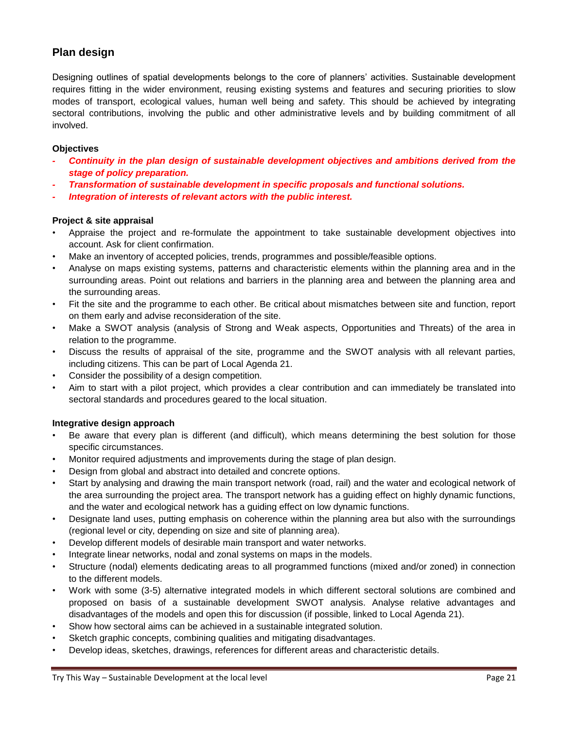## Plan design

Designing outlines of spatial developments belongs to the core of planners' activities. Sustainable development requires fitting in the wider environment, reusing existing systems and features and securing priorities to slow modes of transport, ecological values, human well being and safety. This should be achieved by integrating sectoral contributions, involving the public and other administrative levels and by building commitment of all involved.

**Objectives**

- ***Continuity in the plan design of sustainable development objectives and ambitions derived from the stage of policy preparation.***
- ***Transformation of sustainable development in specific proposals and functional solutions.***
- ***Integration of interests of relevant actors with the public interest.***

**Project & site appraisal**

- Appraise the project and re-formulate the appointment to take sustainable development objectives into account. Ask for client confirmation.
- Make an inventory of accepted policies, trends, programmes and possible/feasible options.
- Analyse on maps existing systems, patterns and characteristic elements within the planning area and in the surrounding areas. Point out relations and barriers in the planning area and between the planning area and the surrounding areas.
- Fit the site and the programme to each other. Be critical about mismatches between site and function, report on them early and advise reconsideration of the site.
- Make a SWOT analysis (analysis of Strong and Weak aspects, Opportunities and Threats) of the area in relation to the programme.
- Discuss the results of appraisal of the site, programme and the SWOT analysis with all relevant parties, including citizens. This can be part of Local Agenda 21.
- Consider the possibility of a design competition.
- Aim to start with a pilot project, which provides a clear contribution and can immediately be translated into sectoral standards and procedures geared to the local situation.

**Integrative design approach**

- Be aware that every plan is different (and difficult), which means determining the best solution for those specific circumstances.
- Monitor required adjustments and improvements during the stage of plan design.
- Design from global and abstract into detailed and concrete options.
- Start by analysing and drawing the main transport network (road, rail) and the water and ecological network of the area surrounding the project area. The transport network has a guiding effect on highly dynamic functions, and the water and ecological network has a guiding effect on low dynamic functions.
- Designate land uses, putting emphasis on coherence within the planning area but also with the surroundings (regional level or city, depending on size and site of planning area).
- Develop different models of desirable main transport and water networks.
- Integrate linear networks, nodal and zonal systems on maps in the models.
- Structure (nodal) elements dedicating areas to all programmed functions (mixed and/or zoned) in connection to the different models.
- Work with some (3-5) alternative integrated models in which different sectoral solutions are combined and proposed on basis of a sustainable development SWOT analysis. Analyse relative advantages and disadvantages of the models and open this for discussion (if possible, linked to Local Agenda 21).
- Show how sectoral aims can be achieved in a sustainable integrated solution.
- Sketch graphic concepts, combining qualities and mitigating disadvantages.
- Develop ideas, sketches, drawings, references for different areas and characteristic details.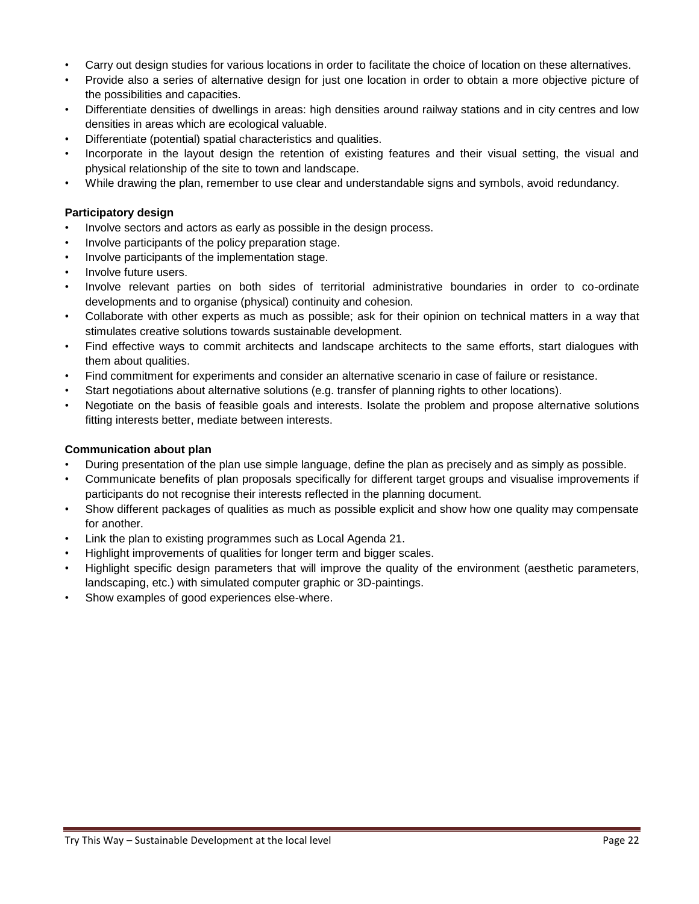- Carry out design studies for various locations in order to facilitate the choice of location on these alternatives.
- Provide also a series of alternative design for just one location in order to obtain a more objective picture of the possibilities and capacities.
- Differentiate densities of dwellings in areas: high densities around railway stations and in city centres and low densities in areas which are ecological valuable.
- Differentiate (potential) spatial characteristics and qualities.
- Incorporate in the layout design the retention of existing features and their visual setting, the visual and physical relationship of the site to town and landscape.
- While drawing the plan, remember to use clear and understandable signs and symbols, avoid redundancy.

**Participatory design**

- Involve sectors and actors as early as possible in the design process.
- Involve participants of the policy preparation stage.
- Involve participants of the implementation stage.
- Involve future users.
- Involve relevant parties on both sides of territorial administrative boundaries in order to co-ordinate developments and to organise (physical) continuity and cohesion.
- Collaborate with other experts as much as possible; ask for their opinion on technical matters in a way that stimulates creative solutions towards sustainable development.
- Find effective ways to commit architects and landscape architects to the same efforts, start dialogues with them about qualities.
- Find commitment for experiments and consider an alternative scenario in case of failure or resistance.
- Start negotiations about alternative solutions (e.g. transfer of planning rights to other locations).
- Negotiate on the basis of feasible goals and interests. Isolate the problem and propose alternative solutions fitting interests better, mediate between interests.

**Communication about plan**

- During presentation of the plan use simple language, define the plan as precisely and as simply as possible.
- Communicate benefits of plan proposals specifically for different target groups and visualise improvements if participants do not recognise their interests reflected in the planning document.
- Show different packages of qualities as much as possible explicit and show how one quality may compensate for another.
- Link the plan to existing programmes such as Local Agenda 21.
- Highlight improvements of qualities for longer term and bigger scales.
- Highlight specific design parameters that will improve the quality of the environment (aesthetic parameters, landscaping, etc.) with simulated computer graphic or 3D-paintings.
- Show examples of good experiences else-where.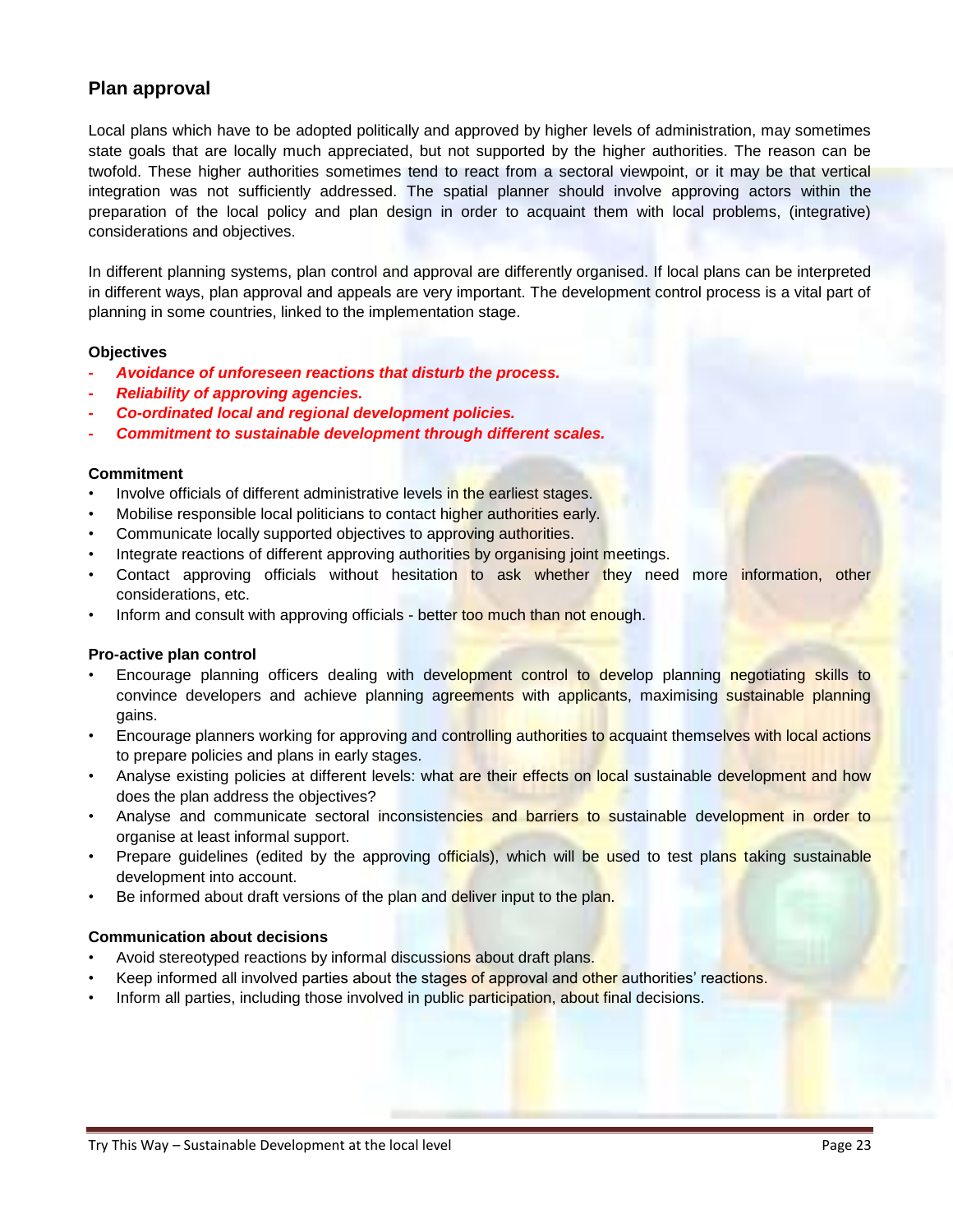## Plan approval

Local plans which have to be adopted politically and approved by higher levels of administration, may sometimes state goals that are locally much appreciated, but not supported by the higher authorities. The reason can be twofold. These higher authorities sometimes tend to react from a sectoral viewpoint, or it may be that vertical integration was not sufficiently addressed. The spatial planner should involve approving actors within the preparation of the local policy and plan design in order to acquaint them with local problems, (integrative) considerations and objectives.

In different planning systems, plan control and approval are differently organised. If local plans can be interpreted in different ways, plan approval and appeals are very important. The development control process is a vital part of planning in some countries, linked to the implementation stage.

**Objectives**

- ***Avoidance of unforeseen reactions that disturb the process.***
- ***Reliability of approving agencies.***
- ***Co-ordinated local and regional development policies.***
- ***Commitment to sustainable development through different scales.***

**Commitment**

- Involve officials of different administrative levels in the earliest stages.
- Mobilise responsible local politicians to contact higher authorities early.
- Communicate locally supported objectives to approving authorities.
- Integrate reactions of different approving authorities by organising joint meetings.
- Contact approving officials without hesitation to ask whether they need more information, other considerations, etc.
- Inform and consult with approving officials - better too much than not enough.

**Pro-active plan control**

- Encourage planning officers dealing with development control to develop planning negotiating skills to convince developers and achieve planning agreements with applicants, maximising sustainable planning gains.
- Encourage planners working for approving and controlling authorities to acquaint themselves with local actions to prepare policies and plans in early stages.
- Analyse existing policies at different levels: what are their effects on local sustainable development and how does the plan address the objectives?
- Analyse and communicate sectoral inconsistencies and barriers to sustainable development in order to organise at least informal support.
- Prepare guidelines (edited by the approving officials), which will be used to test plans taking sustainable development into account.
- Be informed about draft versions of the plan and deliver input to the plan.

**Communication about decisions**

- Avoid stereotyped reactions by informal discussions about draft plans.
- Keep informed all involved parties about the stages of approval and other authorities' reactions.
- Inform all parties, including those involved in public participation, about final decisions.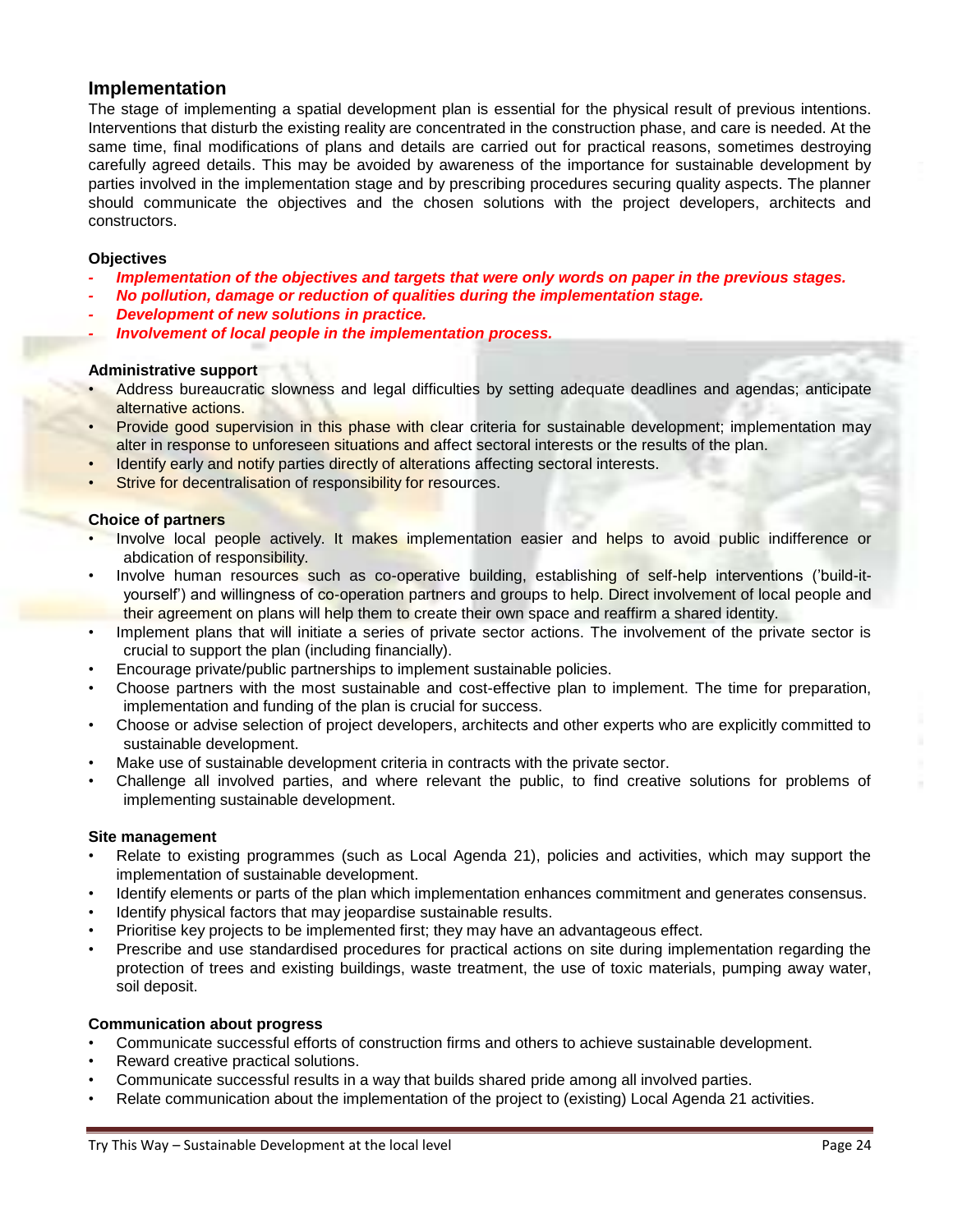## Implementation

The stage of implementing a spatial development plan is essential for the physical result of previous intentions. Interventions that disturb the existing reality are concentrated in the construction phase, and care is needed. At the same time, final modifications of plans and details are carried out for practical reasons, sometimes destroying carefully agreed details. This may be avoided by awareness of the importance for sustainable development by parties involved in the implementation stage and by prescribing procedures securing quality aspects. The planner should communicate the objectives and the chosen solutions with the project developers, architects and constructors.

**Objectives**

- ***Implementation of the objectives and targets that were only words on paper in the previous stages.***
- ***No pollution, damage or reduction of qualities during the implementation stage.***
- ***Development of new solutions in practice.***
- ***Involvement of local people in the implementation process.***

**Administrative support**

- Address bureaucratic slowness and legal difficulties by setting adequate deadlines and agendas; anticipate alternative actions.
- Provide good supervision in this phase with clear criteria for sustainable development; implementation may alter in response to unforeseen situations and affect sectoral interests or the results of the plan.
- Identify early and notify parties directly of alterations affecting sectoral interests.
- Strive for decentralisation of responsibility for resources.

**Choice of partners**

- Involve local people actively. It makes implementation easier and helps to avoid public indifference or abdication of responsibility.
- Involve human resources such as co-operative building, establishing of self-help interventions ('build-it-yourself') and willingness of co-operation partners and groups to help. Direct involvement of local people and their agreement on plans will help them to create their own space and reaffirm a shared identity.
- Implement plans that will initiate a series of private sector actions. The involvement of the private sector is crucial to support the plan (including financially).
- Encourage private/public partnerships to implement sustainable policies.
- Choose partners with the most sustainable and cost-effective plan to implement. The time for preparation, implementation and funding of the plan is crucial for success.
- Choose or advise selection of project developers, architects and other experts who are explicitly committed to sustainable development.
- Make use of sustainable development criteria in contracts with the private sector.
- Challenge all involved parties, and where relevant the public, to find creative solutions for problems of implementing sustainable development.

**Site management**

- Relate to existing programmes (such as Local Agenda 21), policies and activities, which may support the implementation of sustainable development.
- Identify elements or parts of the plan which implementation enhances commitment and generates consensus.
- Identify physical factors that may jeopardise sustainable results.
- Prioritise key projects to be implemented first; they may have an advantageous effect.
- Prescribe and use standardised procedures for practical actions on site during implementation regarding the protection of trees and existing buildings, waste treatment, the use of toxic materials, pumping away water, soil deposit.

**Communication about progress**

- Communicate successful efforts of construction firms and others to achieve sustainable development.
- Reward creative practical solutions.
- Communicate successful results in a way that builds shared pride among all involved parties.
- Relate communication about the implementation of the project to (existing) Local Agenda 21 activities.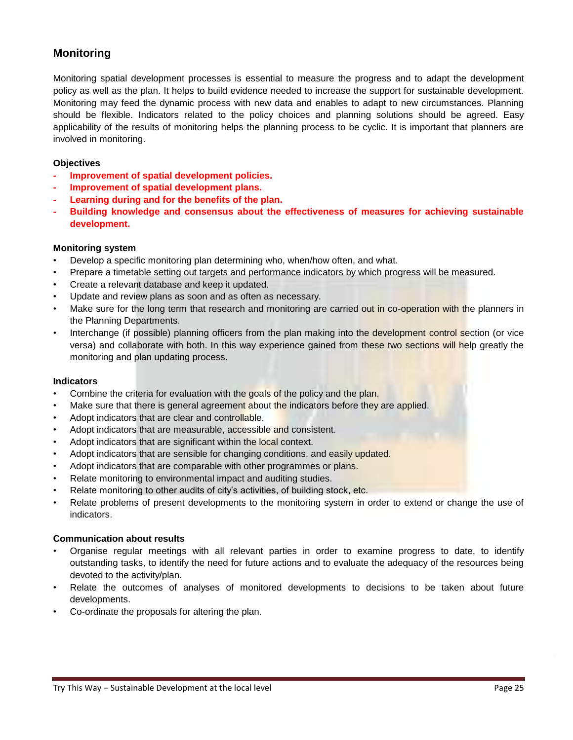## Monitoring

Monitoring spatial development processes is essential to measure the progress and to adapt the development policy as well as the plan. It helps to build evidence needed to increase the support for sustainable development. Monitoring may feed the dynamic process with new data and enables to adapt to new circumstances. Planning should be flexible. Indicators related to the policy choices and planning solutions should be agreed. Easy applicability of the results of monitoring helps the planning process to be cyclic. It is important that planners are involved in monitoring.

**Objectives**

- **Improvement of spatial development policies.**
- **Improvement of spatial development plans.**
- **Learning during and for the benefits of the plan.**
- **Building knowledge and consensus about the effectiveness of measures for achieving sustainable development.**

**Monitoring system**

- Develop a specific monitoring plan determining who, when/how often, and what.
- Prepare a timetable setting out targets and performance indicators by which progress will be measured.
- Create a relevant database and keep it updated.
- Update and review plans as soon and as often as necessary.
- Make sure for the long term that research and monitoring are carried out in co-operation with the planners in the Planning Departments.
- Interchange (if possible) planning officers from the plan making into the development control section (or vice versa) and collaborate with both. In this way experience gained from these two sections will help greatly the monitoring and plan updating process.

**Indicators**

- Combine the criteria for evaluation with the goals of the policy and the plan.
- Make sure that there is general agreement about the indicators before they are applied.
- Adopt indicators that are clear and controllable.
- Adopt indicators that are measurable, accessible and consistent.
- Adopt indicators that are significant within the local context.
- Adopt indicators that are sensible for changing conditions, and easily updated.
- Adopt indicators that are comparable with other programmes or plans.
- Relate monitoring to environmental impact and auditing studies.
- Relate monitoring to other audits of city's activities, of building stock, etc.
- Relate problems of present developments to the monitoring system in order to extend or change the use of indicators.

**Communication about results**

- Organise regular meetings with all relevant parties in order to examine progress to date, to identify outstanding tasks, to identify the need for future actions and to evaluate the adequacy of the resources being devoted to the activity/plan.
- Relate the outcomes of analyses of monitored developments to decisions to be taken about future developments.
- Co-ordinate the proposals for altering the plan.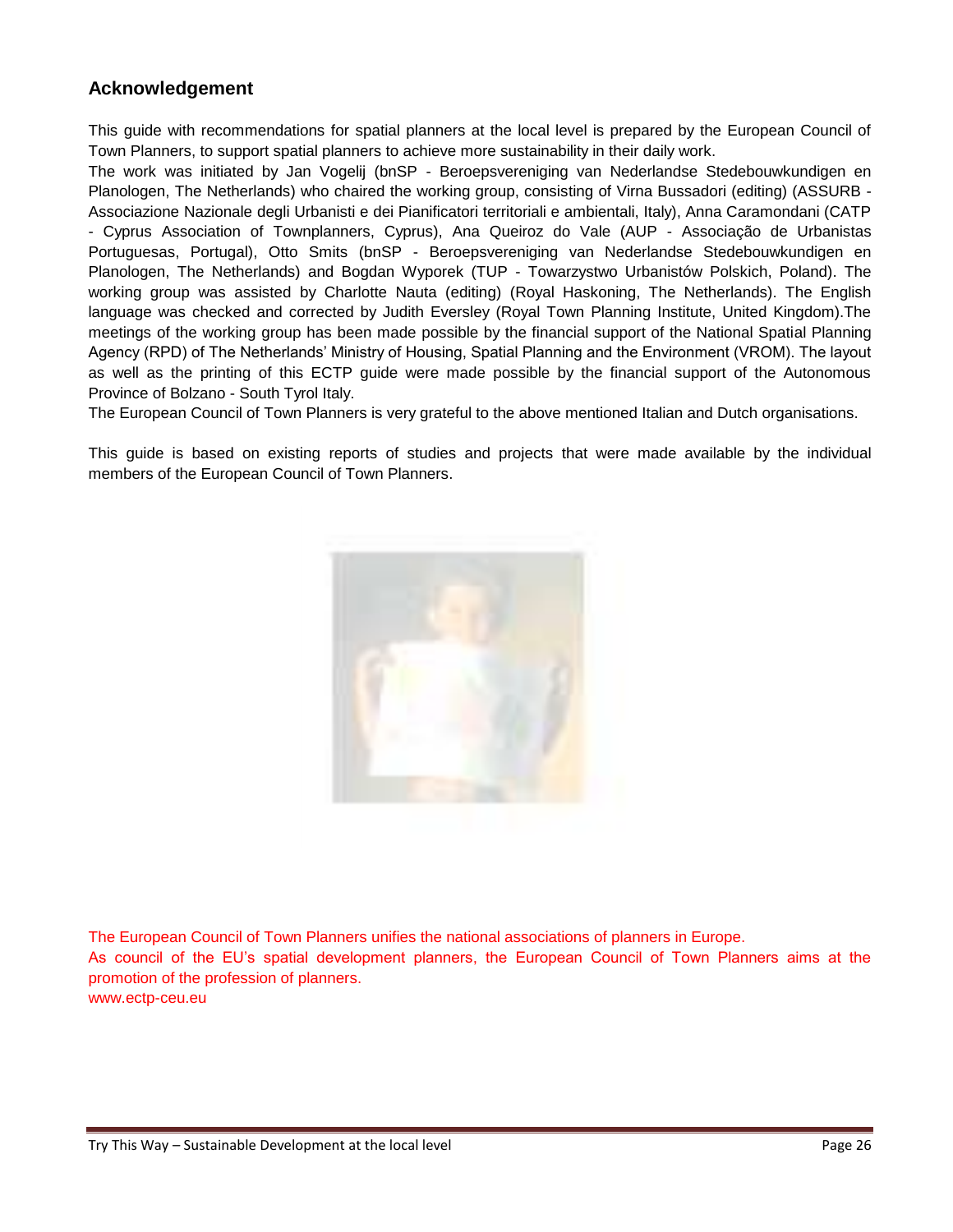## Acknowledgement

This guide with recommendations for spatial planners at the local level is prepared by the European Council of Town Planners, to support spatial planners to achieve more sustainability in their daily work.
The work was initiated by Jan Vogelij (bnSP - Beroepsvereniging van Nederlandse Stedebouwkundigen en Planologen, The Netherlands) who chaired the working group, consisting of Virna Bussadori (editing) (ASSURB - Associazione Nazionale degli Urbanisti e dei Pianificatori territoriali e ambientali, Italy), Anna Caramondani (CATP - Cyprus Association of Townplanners, Cyprus), Ana Queiroz do Vale (AUP - Associação de Urbanistas Portuguesas, Portugal), Otto Smits (bnSP - Beroepsvereniging van Nederlandse Stedebouwkundigen en Planologen, The Netherlands) and Bogdan Wyporek (TUP - Towarzystwo Urbanistów Polskich, Poland). The working group was assisted by Charlotte Nauta (editing) (Royal Haskoning, The Netherlands). The English language was checked and corrected by Judith Eversley (Royal Town Planning Institute, United Kingdom).The meetings of the working group has been made possible by the financial support of the National Spatial Planning Agency (RPD) of The Netherlands' Ministry of Housing, Spatial Planning and the Environment (VROM). The layout as well as the printing of this ECTP guide were made possible by the financial support of the Autonomous Province of Bolzano - South Tyrol Italy.
The European Council of Town Planners is very grateful to the above mentioned Italian and Dutch organisations.

This guide is based on existing reports of studies and projects that were made available by the individual members of the European Council of Town Planners.

The European Council of Town Planners unifies the national associations of planners in Europe.
As council of the EU's spatial development planners, the European Council of Town Planners aims at the promotion of the profession of planners.
www.ectp-ceu.eu